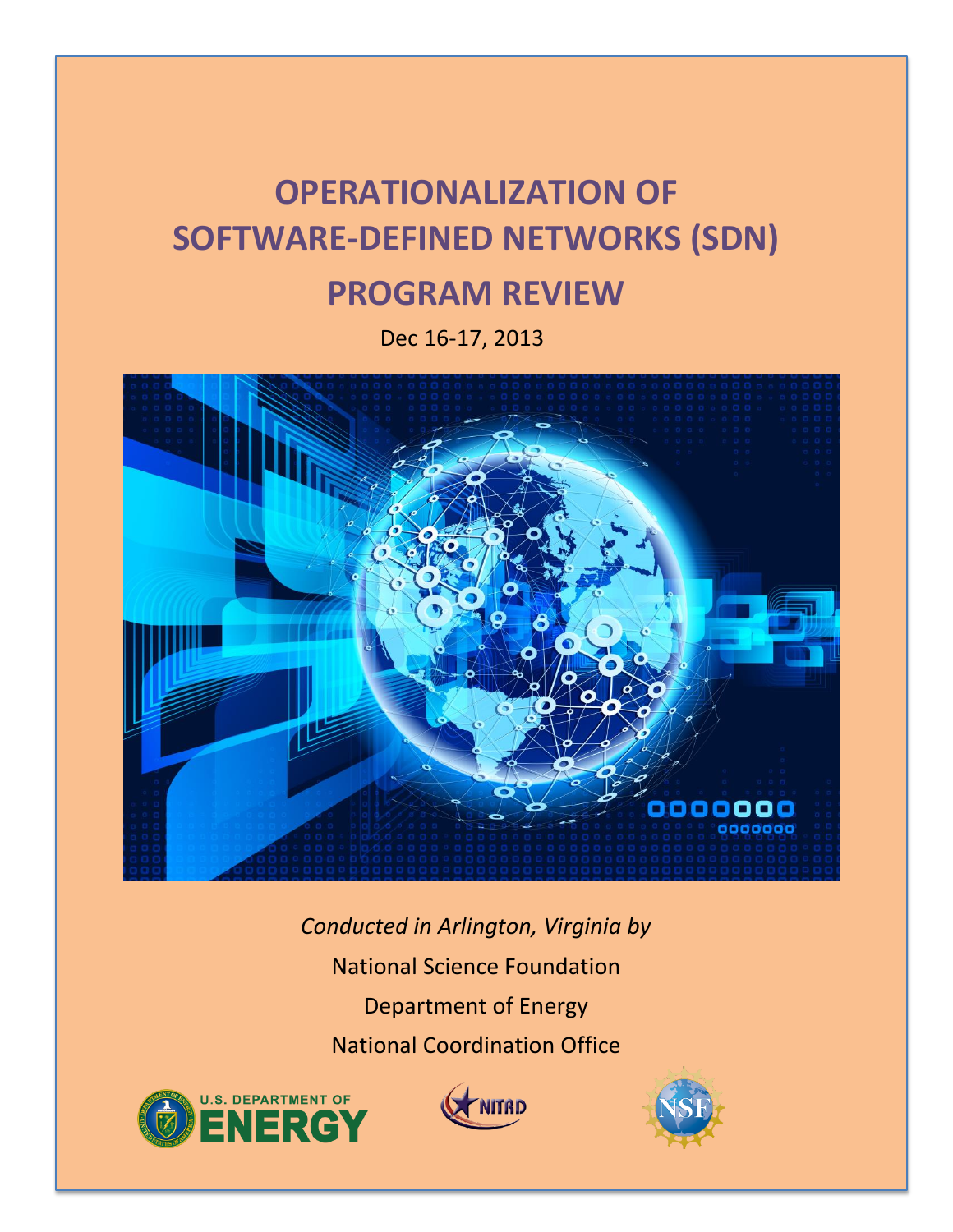# OPERATIONALIZATION OF SOFTWARE-DEFINED NETWORKS (SDN) PROGRAM REVIEW

Dec 16-17, 2013

*Conducted in Arlington, Virginia by*

National Science Foundation

Department of Energy

National Coordination Office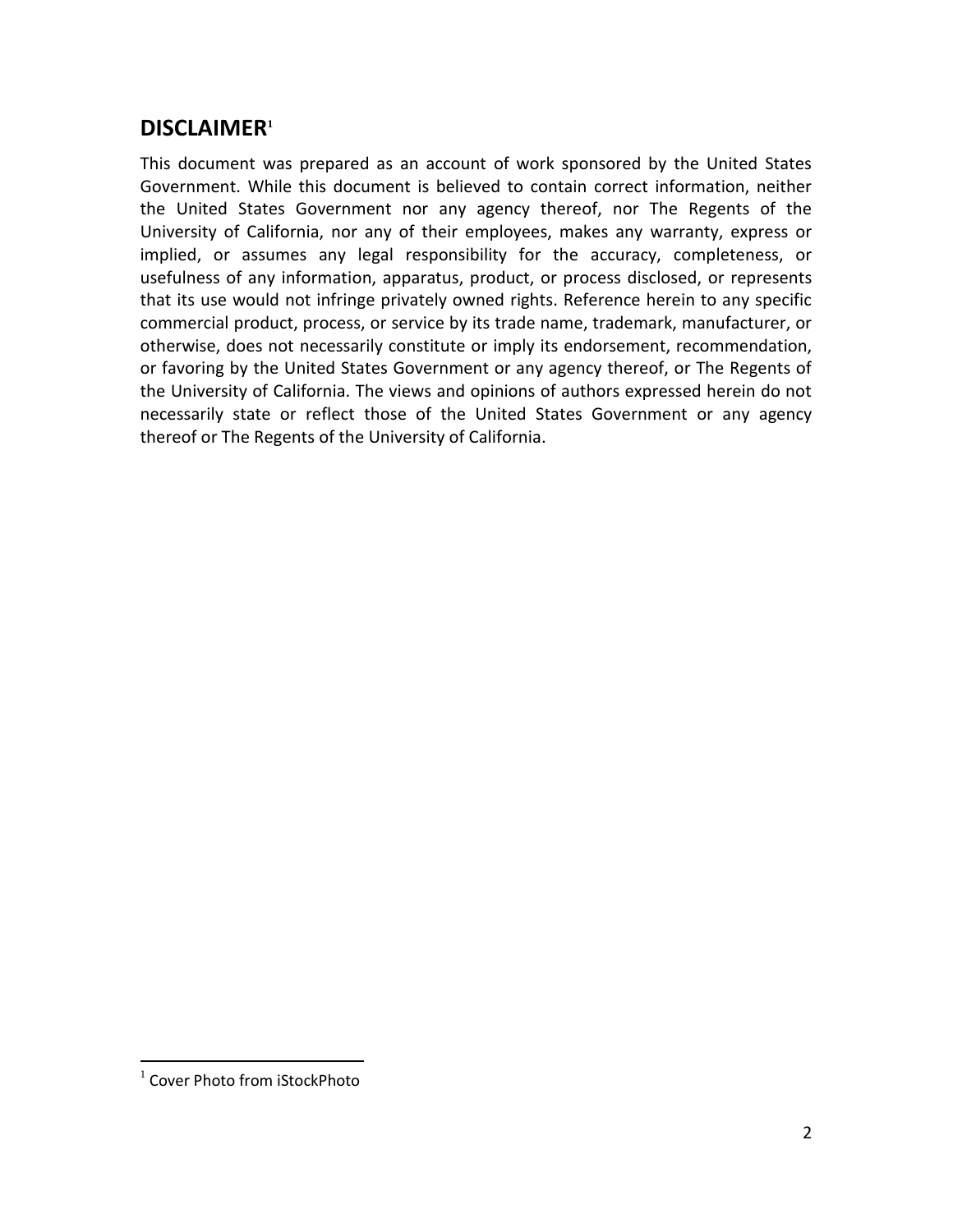## DISCLAIMER[1]

This document was prepared as an account of work sponsored by the United States Government. While this document is believed to contain correct information, neither the United States Government nor any agency thereof, nor The Regents of the University of California, nor any of their employees, makes any warranty, express or implied, or assumes any legal responsibility for the accuracy, completeness, or usefulness of any information, apparatus, product, or process disclosed, or represents that its use would not infringe privately owned rights. Reference herein to any specific commercial product, process, or service by its trade name, trademark, manufacturer, or otherwise, does not necessarily constitute or imply its endorsement, recommendation, or favoring by the United States Government or any agency thereof, or The Regents of the University of California. The views and opinions of authors expressed herein do not necessarily state or reflect those of the United States Government or any agency thereof or The Regents of the University of California.

[1] Cover Photo from iStockPhoto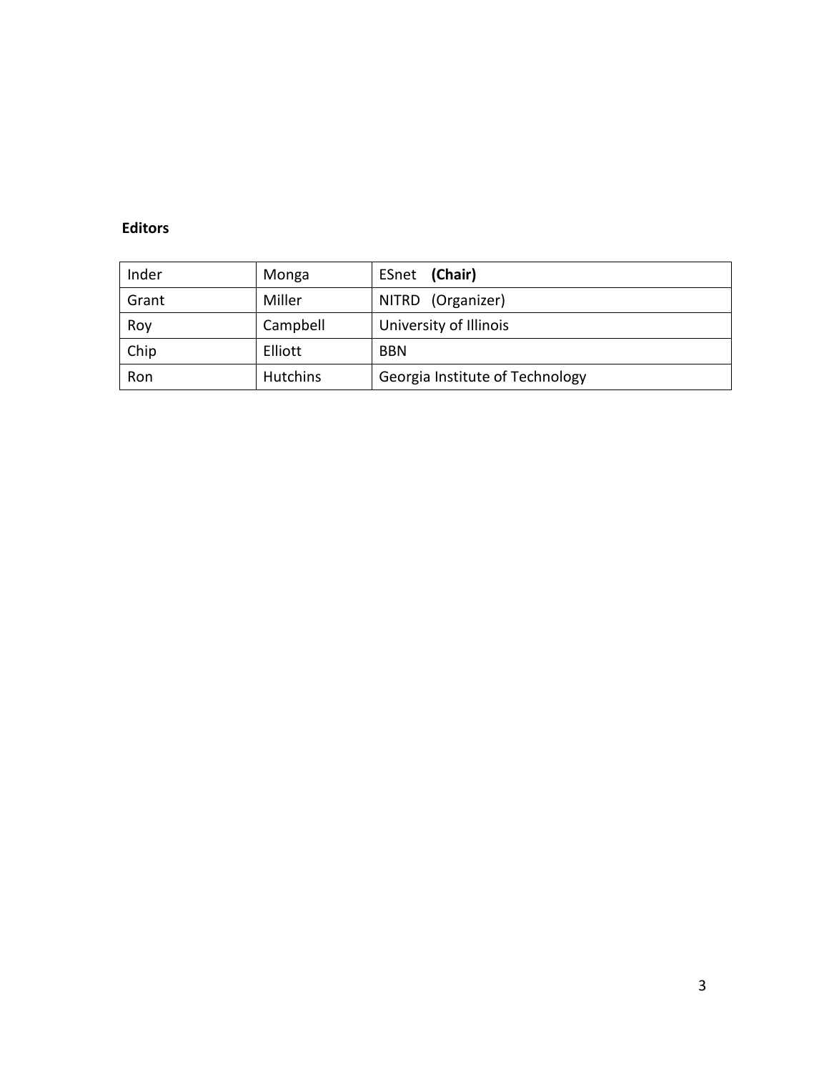**Editors**

| | | |
|---|---|---|
| Inder | Monga | ESnet **(Chair)** |
| Grant | Miller | NITRD (Organizer) |
| Roy | Campbell | University of Illinois |
| Chip | Elliott | BBN |
| Ron | Hutchins | Georgia Institute of Technology |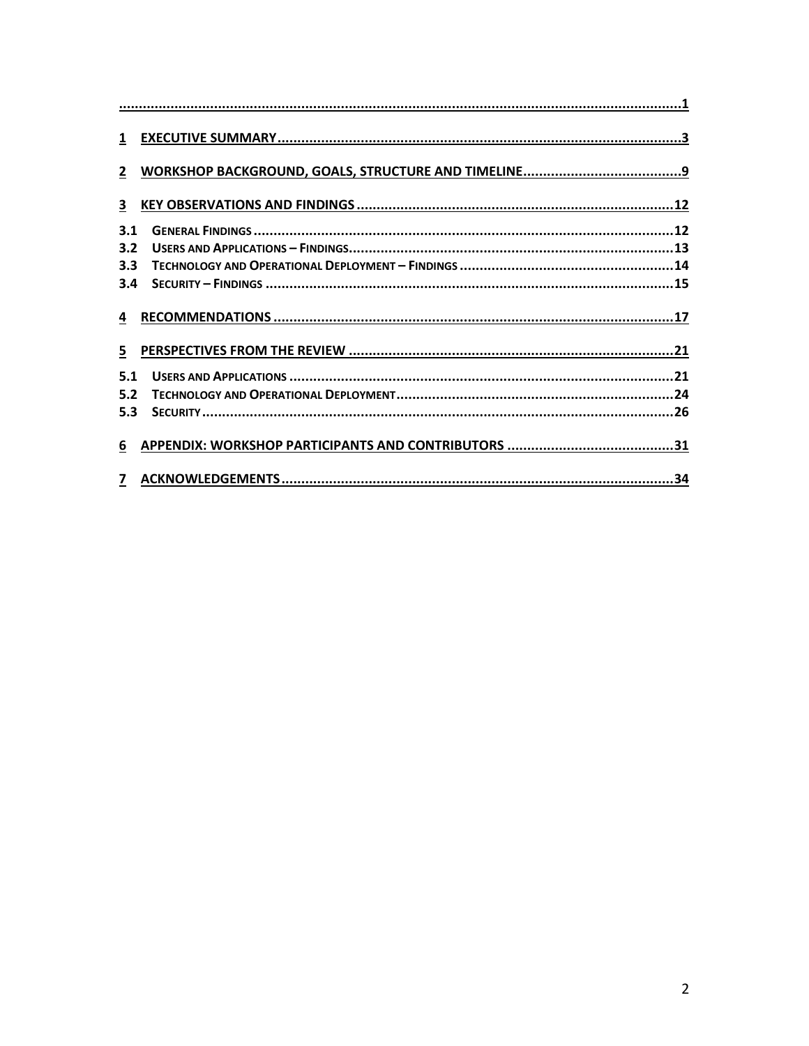.............................................................................................................................................1

1 EXECUTIVE SUMMARY.....................................................................................................3

2 WORKSHOP BACKGROUND, GOALS, STRUCTURE AND TIMELINE........................................9

3 KEY OBSERVATIONS AND FINDINGS ...............................................................................12

3.1 GENERAL FINDINGS .........................................................................................................12
3.2 USERS AND APPLICATIONS – FINDINGS..................................................................................13
3.3 TECHNOLOGY AND OPERATIONAL DEPLOYMENT – FINDINGS .....................................................14
3.4 SECURITY – FINDINGS ......................................................................................................15

4 RECOMMENDATIONS .....................................................................................................17

5 PERSPECTIVES FROM THE REVIEW ..................................................................................21

5.1 USERS AND APPLICATIONS .................................................................................................21
5.2 TECHNOLOGY AND OPERATIONAL DEPLOYMENT......................................................................24
5.3 SECURITY ......................................................................................................................26

6 APPENDIX: WORKSHOP PARTICIPANTS AND CONTRIBUTORS ..........................................31

7 ACKNOWLEDGEMENTS...................................................................................................34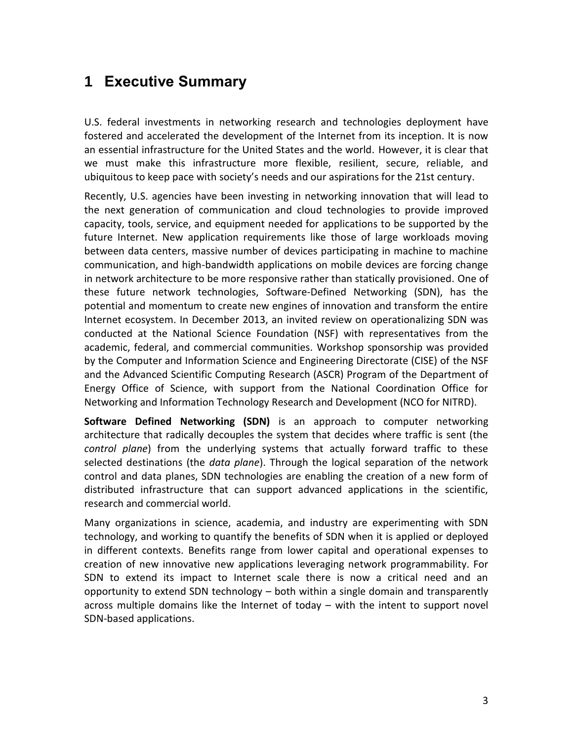# 1 Executive Summary

U.S. federal investments in networking research and technologies deployment have fostered and accelerated the development of the Internet from its inception. It is now an essential infrastructure for the United States and the world. However, it is clear that we must make this infrastructure more flexible, resilient, secure, reliable, and ubiquitous to keep pace with society's needs and our aspirations for the 21st century.

Recently, U.S. agencies have been investing in networking innovation that will lead to the next generation of communication and cloud technologies to provide improved capacity, tools, service, and equipment needed for applications to be supported by the future Internet. New application requirements like those of large workloads moving between data centers, massive number of devices participating in machine to machine communication, and high-bandwidth applications on mobile devices are forcing change in network architecture to be more responsive rather than statically provisioned. One of these future network technologies, Software-Defined Networking (SDN), has the potential and momentum to create new engines of innovation and transform the entire Internet ecosystem. In December 2013, an invited review on operationalizing SDN was conducted at the National Science Foundation (NSF) with representatives from the academic, federal, and commercial communities. Workshop sponsorship was provided by the Computer and Information Science and Engineering Directorate (CISE) of the NSF and the Advanced Scientific Computing Research (ASCR) Program of the Department of Energy Office of Science, with support from the National Coordination Office for Networking and Information Technology Research and Development (NCO for NITRD).

**Software Defined Networking (SDN)** is an approach to computer networking architecture that radically decouples the system that decides where traffic is sent (the *control plane*) from the underlying systems that actually forward traffic to these selected destinations (the *data plane*). Through the logical separation of the network control and data planes, SDN technologies are enabling the creation of a new form of distributed infrastructure that can support advanced applications in the scientific, research and commercial world.

Many organizations in science, academia, and industry are experimenting with SDN technology, and working to quantify the benefits of SDN when it is applied or deployed in different contexts. Benefits range from lower capital and operational expenses to creation of new innovative new applications leveraging network programmability. For SDN to extend its impact to Internet scale there is now a critical need and an opportunity to extend SDN technology – both within a single domain and transparently across multiple domains like the Internet of today – with the intent to support novel SDN-based applications.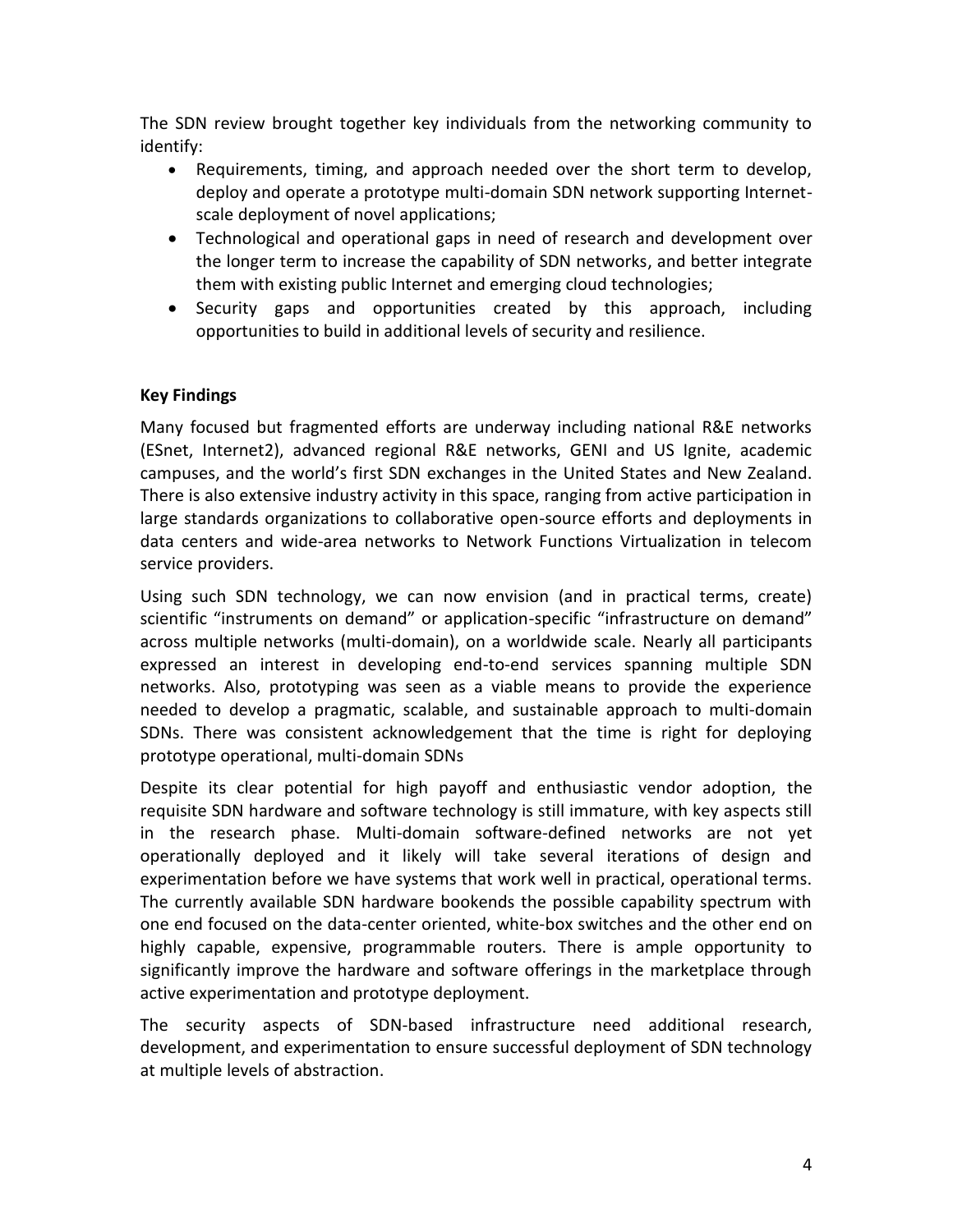The SDN review brought together key individuals from the networking community to identify:

- Requirements, timing, and approach needed over the short term to develop, deploy and operate a prototype multi-domain SDN network supporting Internet-scale deployment of novel applications;
- Technological and operational gaps in need of research and development over the longer term to increase the capability of SDN networks, and better integrate them with existing public Internet and emerging cloud technologies;
- Security gaps and opportunities created by this approach, including opportunities to build in additional levels of security and resilience.

**Key Findings**

Many focused but fragmented efforts are underway including national R&E networks (ESnet, Internet2), advanced regional R&E networks, GENI and US Ignite, academic campuses, and the world's first SDN exchanges in the United States and New Zealand. There is also extensive industry activity in this space, ranging from active participation in large standards organizations to collaborative open-source efforts and deployments in data centers and wide-area networks to Network Functions Virtualization in telecom service providers.

Using such SDN technology, we can now envision (and in practical terms, create) scientific "instruments on demand" or application-specific "infrastructure on demand" across multiple networks (multi-domain), on a worldwide scale. Nearly all participants expressed an interest in developing end-to-end services spanning multiple SDN networks. Also, prototyping was seen as a viable means to provide the experience needed to develop a pragmatic, scalable, and sustainable approach to multi-domain SDNs. There was consistent acknowledgement that the time is right for deploying prototype operational, multi-domain SDNs

Despite its clear potential for high payoff and enthusiastic vendor adoption, the requisite SDN hardware and software technology is still immature, with key aspects still in the research phase. Multi-domain software-defined networks are not yet operationally deployed and it likely will take several iterations of design and experimentation before we have systems that work well in practical, operational terms. The currently available SDN hardware bookends the possible capability spectrum with one end focused on the data-center oriented, white-box switches and the other end on highly capable, expensive, programmable routers. There is ample opportunity to significantly improve the hardware and software offerings in the marketplace through active experimentation and prototype deployment.

The security aspects of SDN-based infrastructure need additional research, development, and experimentation to ensure successful deployment of SDN technology at multiple levels of abstraction.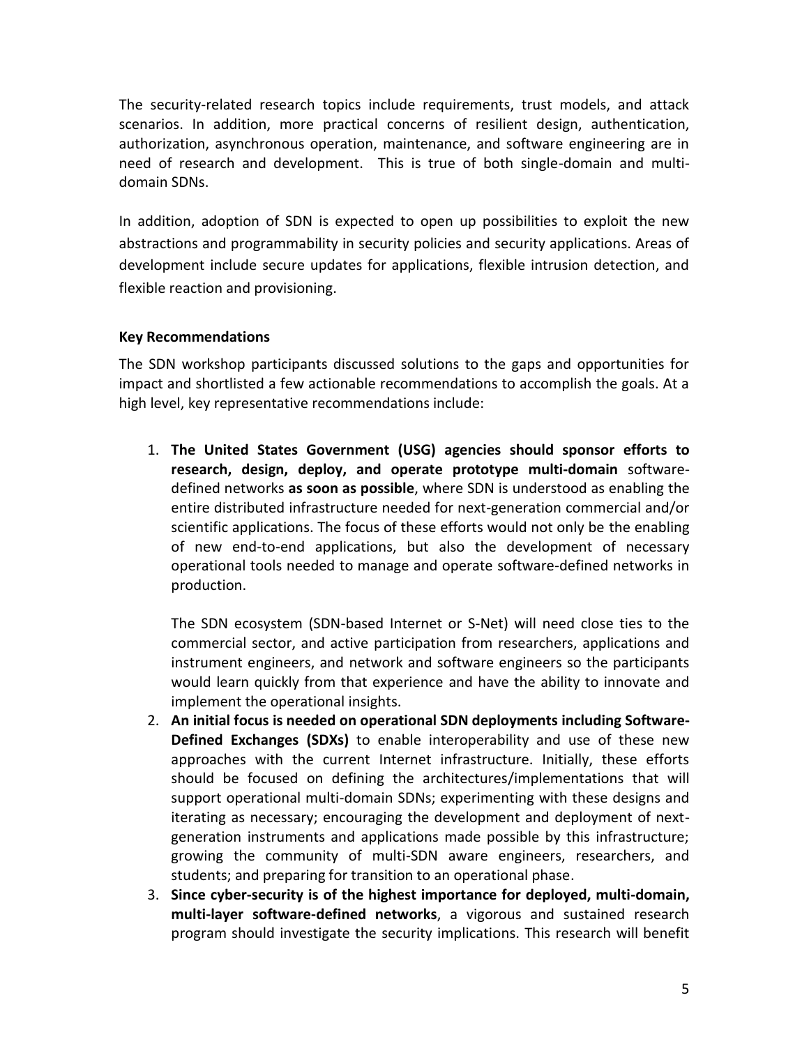The security-related research topics include requirements, trust models, and attack scenarios. In addition, more practical concerns of resilient design, authentication, authorization, asynchronous operation, maintenance, and software engineering are in need of research and development. This is true of both single-domain and multi-domain SDNs.

In addition, adoption of SDN is expected to open up possibilities to exploit the new abstractions and programmability in security policies and security applications. Areas of development include secure updates for applications, flexible intrusion detection, and flexible reaction and provisioning.

**Key Recommendations**

The SDN workshop participants discussed solutions to the gaps and opportunities for impact and shortlisted a few actionable recommendations to accomplish the goals. At a high level, key representative recommendations include:

1. **The United States Government (USG) agencies should sponsor efforts to research, design, deploy, and operate prototype multi-domain** software-defined networks **as soon as possible**, where SDN is understood as enabling the entire distributed infrastructure needed for next-generation commercial and/or scientific applications. The focus of these efforts would not only be the enabling of new end-to-end applications, but also the development of necessary operational tools needed to manage and operate software-defined networks in production.

   The SDN ecosystem (SDN-based Internet or S-Net) will need close ties to the commercial sector, and active participation from researchers, applications and instrument engineers, and network and software engineers so the participants would learn quickly from that experience and have the ability to innovate and implement the operational insights.
2. **An initial focus is needed on operational SDN deployments including Software-Defined Exchanges (SDXs)** to enable interoperability and use of these new approaches with the current Internet infrastructure. Initially, these efforts should be focused on defining the architectures/implementations that will support operational multi-domain SDNs; experimenting with these designs and iterating as necessary; encouraging the development and deployment of next-generation instruments and applications made possible by this infrastructure; growing the community of multi-SDN aware engineers, researchers, and students; and preparing for transition to an operational phase.
3. **Since cyber-security is of the highest importance for deployed, multi-domain, multi-layer software-defined networks**, a vigorous and sustained research program should investigate the security implications. This research will benefit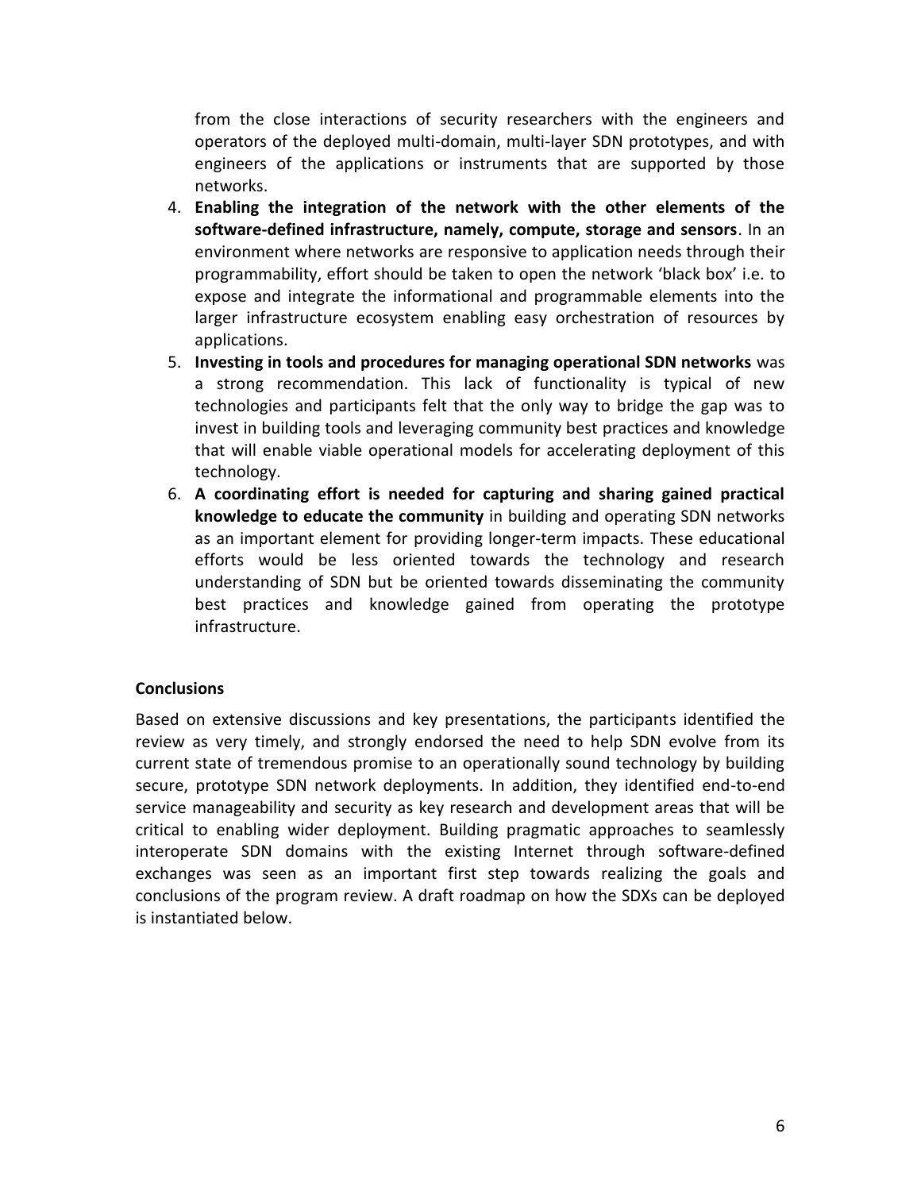from the close interactions of security researchers with the engineers and operators of the deployed multi-domain, multi-layer SDN prototypes, and with engineers of the applications or instruments that are supported by those networks.

4. **Enabling the integration of the network with the other elements of the software-defined infrastructure, namely, compute, storage and sensors**. In an environment where networks are responsive to application needs through their programmability, effort should be taken to open the network 'black box' i.e. to expose and integrate the informational and programmable elements into the larger infrastructure ecosystem enabling easy orchestration of resources by applications.
5. **Investing in tools and procedures for managing operational SDN networks** was a strong recommendation. This lack of functionality is typical of new technologies and participants felt that the only way to bridge the gap was to invest in building tools and leveraging community best practices and knowledge that will enable viable operational models for accelerating deployment of this technology.
6. **A coordinating effort is needed for capturing and sharing gained practical knowledge to educate the community** in building and operating SDN networks as an important element for providing longer-term impacts. These educational efforts would be less oriented towards the technology and research understanding of SDN but be oriented towards disseminating the community best practices and knowledge gained from operating the prototype infrastructure.

**Conclusions**

Based on extensive discussions and key presentations, the participants identified the review as very timely, and strongly endorsed the need to help SDN evolve from its current state of tremendous promise to an operationally sound technology by building secure, prototype SDN network deployments. In addition, they identified end-to-end service manageability and security as key research and development areas that will be critical to enabling wider deployment. Building pragmatic approaches to seamlessly interoperate SDN domains with the existing Internet through software-defined exchanges was seen as an important first step towards realizing the goals and conclusions of the program review. A draft roadmap on how the SDXs can be deployed is instantiated below.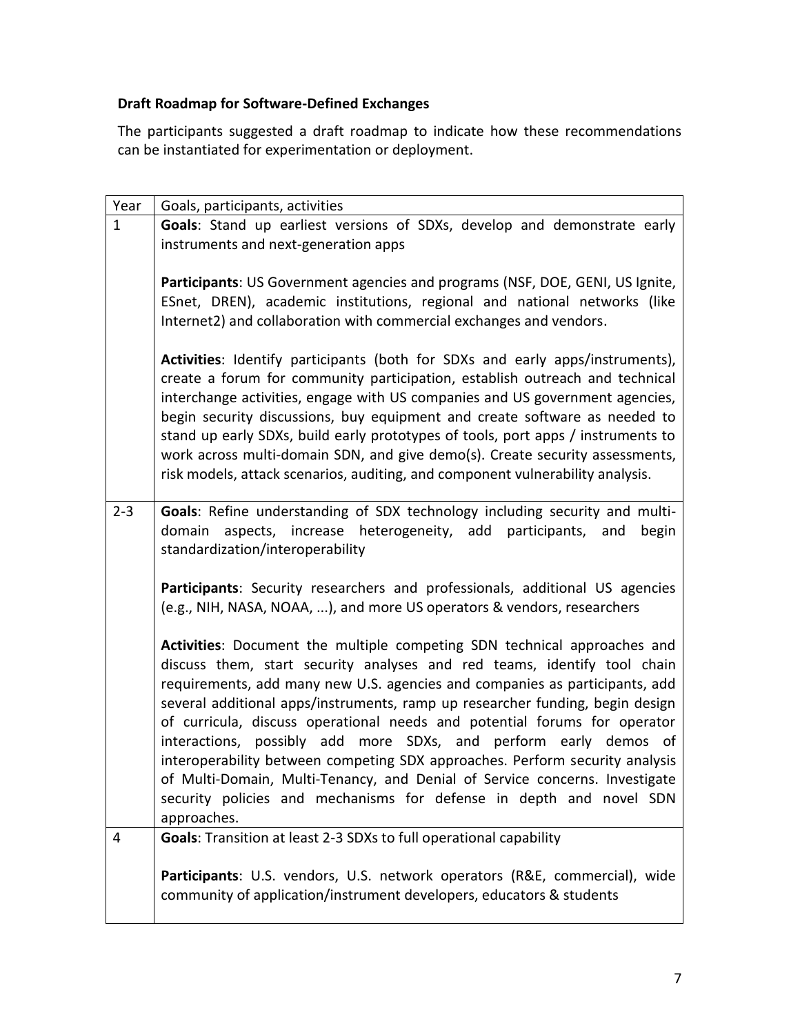**Draft Roadmap for Software-Defined Exchanges**

The participants suggested a draft roadmap to indicate how these recommendations can be instantiated for experimentation or deployment.

| Year | Goals, participants, activities |
|---|---|
| 1 | **Goals**: Stand up earliest versions of SDXs, develop and demonstrate early instruments and next-generation apps<br><br>**Participants**: US Government agencies and programs (NSF, DOE, GENI, US Ignite, ESnet, DREN), academic institutions, regional and national networks (like Internet2) and collaboration with commercial exchanges and vendors.<br><br>**Activities**: Identify participants (both for SDXs and early apps/instruments), create a forum for community participation, establish outreach and technical interchange activities, engage with US companies and US government agencies, begin security discussions, buy equipment and create software as needed to stand up early SDXs, build early prototypes of tools, port apps / instruments to work across multi-domain SDN, and give demo(s). Create security assessments, risk models, attack scenarios, auditing, and component vulnerability analysis. |
| 2-3 | **Goals**: Refine understanding of SDX technology including security and multi-domain aspects, increase heterogeneity, add participants, and begin standardization/interoperability<br><br>**Participants**: Security researchers and professionals, additional US agencies (e.g., NIH, NASA, NOAA, ...), and more US operators & vendors, researchers<br><br>**Activities**: Document the multiple competing SDN technical approaches and discuss them, start security analyses and red teams, identify tool chain requirements, add many new U.S. agencies and companies as participants, add several additional apps/instruments, ramp up researcher funding, begin design of curricula, discuss operational needs and potential forums for operator interactions, possibly add more SDXs, and perform early demos of interoperability between competing SDX approaches. Perform security analysis of Multi-Domain, Multi-Tenancy, and Denial of Service concerns. Investigate security policies and mechanisms for defense in depth and novel SDN approaches. |
| 4 | **Goals**: Transition at least 2-3 SDXs to full operational capability<br><br>**Participants**: U.S. vendors, U.S. network operators (R&E, commercial), wide community of application/instrument developers, educators & students |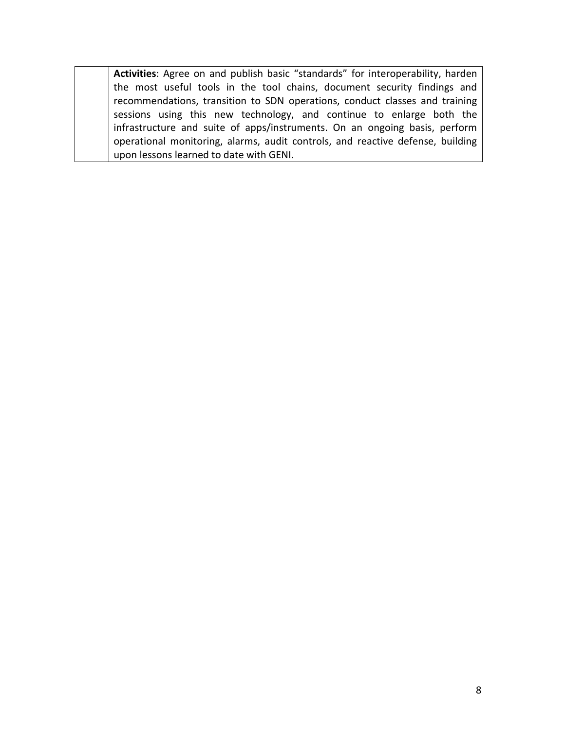| | |
|---|---|
| | **Activities**: Agree on and publish basic "standards" for interoperability, harden the most useful tools in the tool chains, document security findings and recommendations, transition to SDN operations, conduct classes and training sessions using this new technology, and continue to enlarge both the infrastructure and suite of apps/instruments. On an ongoing basis, perform operational monitoring, alarms, audit controls, and reactive defense, building upon lessons learned to date with GENI. |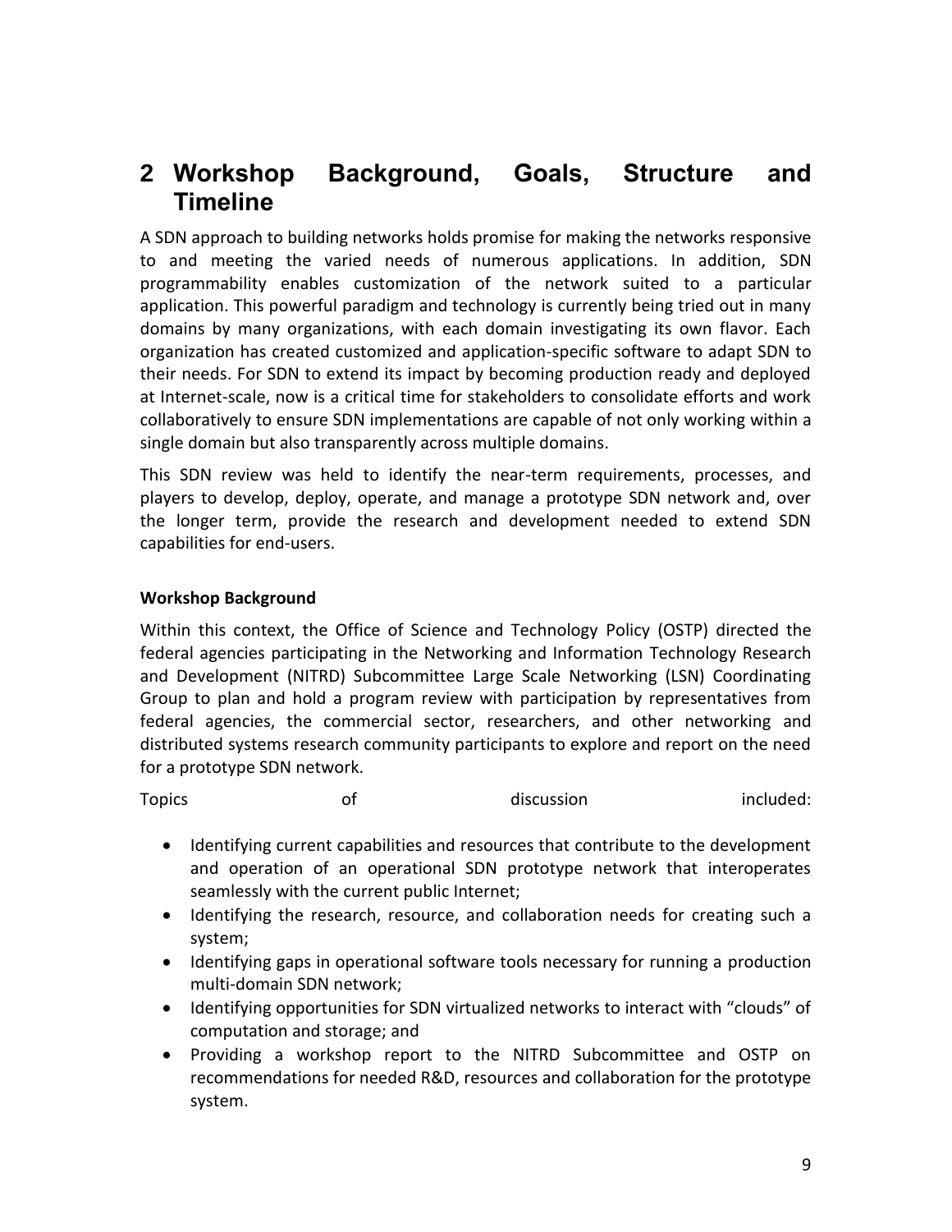## 2 Workshop Background, Goals, Structure and Timeline

A SDN approach to building networks holds promise for making the networks responsive to and meeting the varied needs of numerous applications. In addition, SDN programmability enables customization of the network suited to a particular application. This powerful paradigm and technology is currently being tried out in many domains by many organizations, with each domain investigating its own flavor. Each organization has created customized and application-specific software to adapt SDN to their needs. For SDN to extend its impact by becoming production ready and deployed at Internet-scale, now is a critical time for stakeholders to consolidate efforts and work collaboratively to ensure SDN implementations are capable of not only working within a single domain but also transparently across multiple domains.

This SDN review was held to identify the near-term requirements, processes, and players to develop, deploy, operate, and manage a prototype SDN network and, over the longer term, provide the research and development needed to extend SDN capabilities for end-users.

**Workshop Background**

Within this context, the Office of Science and Technology Policy (OSTP) directed the federal agencies participating in the Networking and Information Technology Research and Development (NITRD) Subcommittee Large Scale Networking (LSN) Coordinating Group to plan and hold a program review with participation by representatives from federal agencies, the commercial sector, researchers, and other networking and distributed systems research community participants to explore and report on the need for a prototype SDN network.

Topics of discussion included:

- Identifying current capabilities and resources that contribute to the development and operation of an operational SDN prototype network that interoperates seamlessly with the current public Internet;
- Identifying the research, resource, and collaboration needs for creating such a system;
- Identifying gaps in operational software tools necessary for running a production multi-domain SDN network;
- Identifying opportunities for SDN virtualized networks to interact with "clouds" of computation and storage; and
- Providing a workshop report to the NITRD Subcommittee and OSTP on recommendations for needed R&D, resources and collaboration for the prototype system.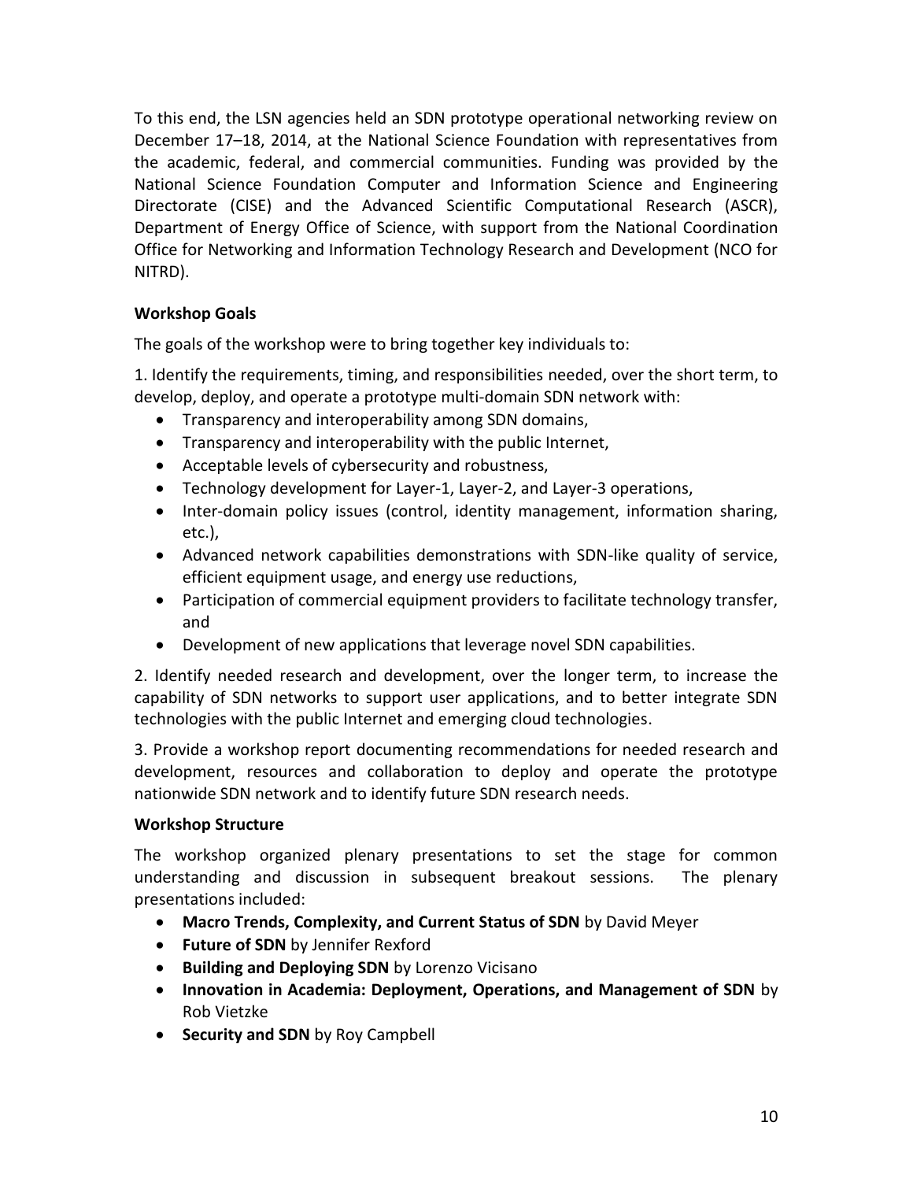To this end, the LSN agencies held an SDN prototype operational networking review on December 17–18, 2014, at the National Science Foundation with representatives from the academic, federal, and commercial communities. Funding was provided by the National Science Foundation Computer and Information Science and Engineering Directorate (CISE) and the Advanced Scientific Computational Research (ASCR), Department of Energy Office of Science, with support from the National Coordination Office for Networking and Information Technology Research and Development (NCO for NITRD).

**Workshop Goals**

The goals of the workshop were to bring together key individuals to:

1. Identify the requirements, timing, and responsibilities needed, over the short term, to develop, deploy, and operate a prototype multi-domain SDN network with:
   - Transparency and interoperability among SDN domains,
   - Transparency and interoperability with the public Internet,
   - Acceptable levels of cybersecurity and robustness,
   - Technology development for Layer-1, Layer-2, and Layer-3 operations,
   - Inter-domain policy issues (control, identity management, information sharing, etc.),
   - Advanced network capabilities demonstrations with SDN-like quality of service, efficient equipment usage, and energy use reductions,
   - Participation of commercial equipment providers to facilitate technology transfer, and
   - Development of new applications that leverage novel SDN capabilities.

2. Identify needed research and development, over the longer term, to increase the capability of SDN networks to support user applications, and to better integrate SDN technologies with the public Internet and emerging cloud technologies.

3. Provide a workshop report documenting recommendations for needed research and development, resources and collaboration to deploy and operate the prototype nationwide SDN network and to identify future SDN research needs.

**Workshop Structure**

The workshop organized plenary presentations to set the stage for common understanding and discussion in subsequent breakout sessions. The plenary presentations included:

- **Macro Trends, Complexity, and Current Status of SDN** by David Meyer
- **Future of SDN** by Jennifer Rexford
- **Building and Deploying SDN** by Lorenzo Vicisano
- **Innovation in Academia: Deployment, Operations, and Management of SDN** by Rob Vietzke
- **Security and SDN** by Roy Campbell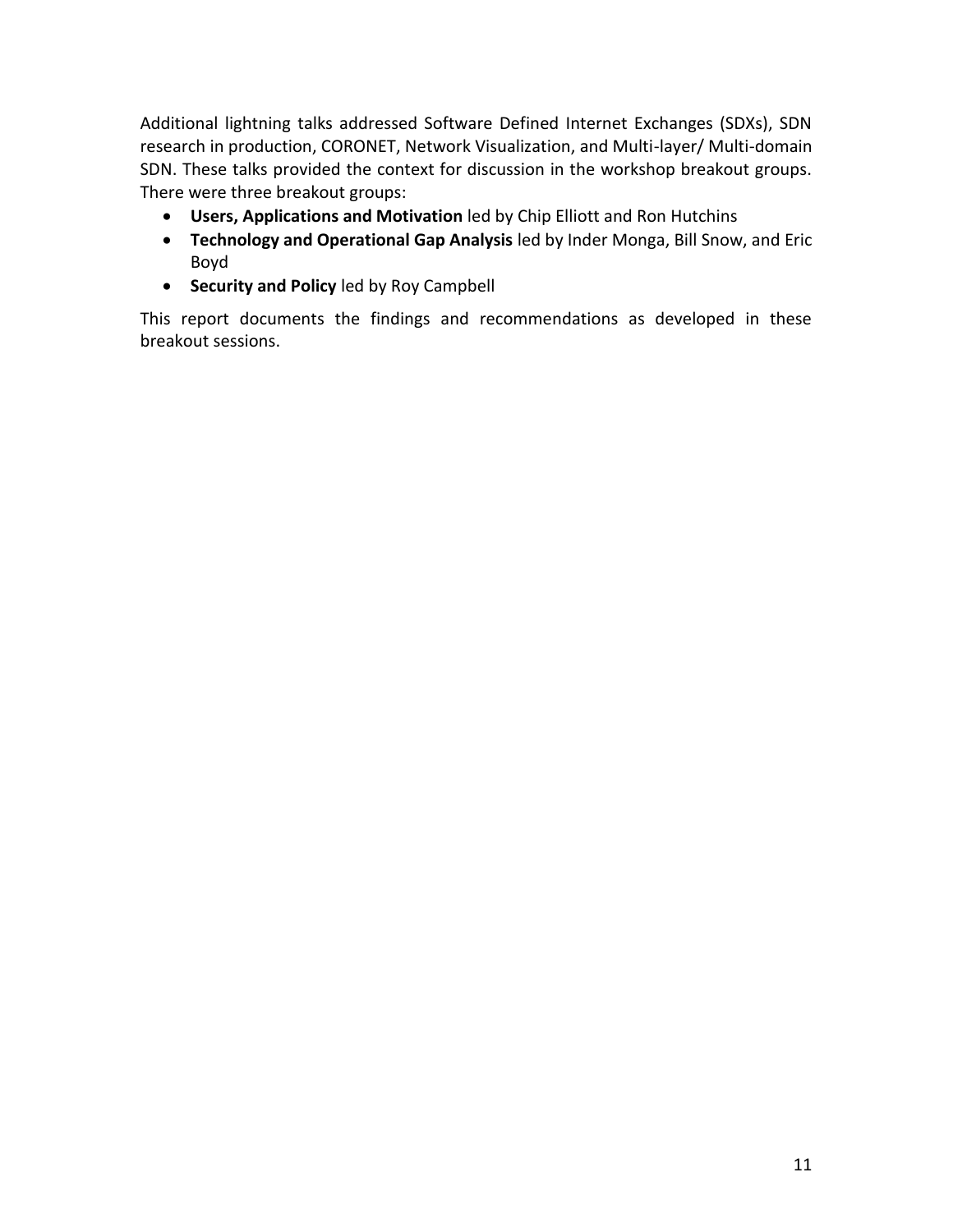Additional lightning talks addressed Software Defined Internet Exchanges (SDXs), SDN research in production, CORONET, Network Visualization, and Multi-layer/ Multi-domain SDN. These talks provided the context for discussion in the workshop breakout groups. There were three breakout groups:

- **Users, Applications and Motivation** led by Chip Elliott and Ron Hutchins
- **Technology and Operational Gap Analysis** led by Inder Monga, Bill Snow, and Eric Boyd
- **Security and Policy** led by Roy Campbell

This report documents the findings and recommendations as developed in these breakout sessions.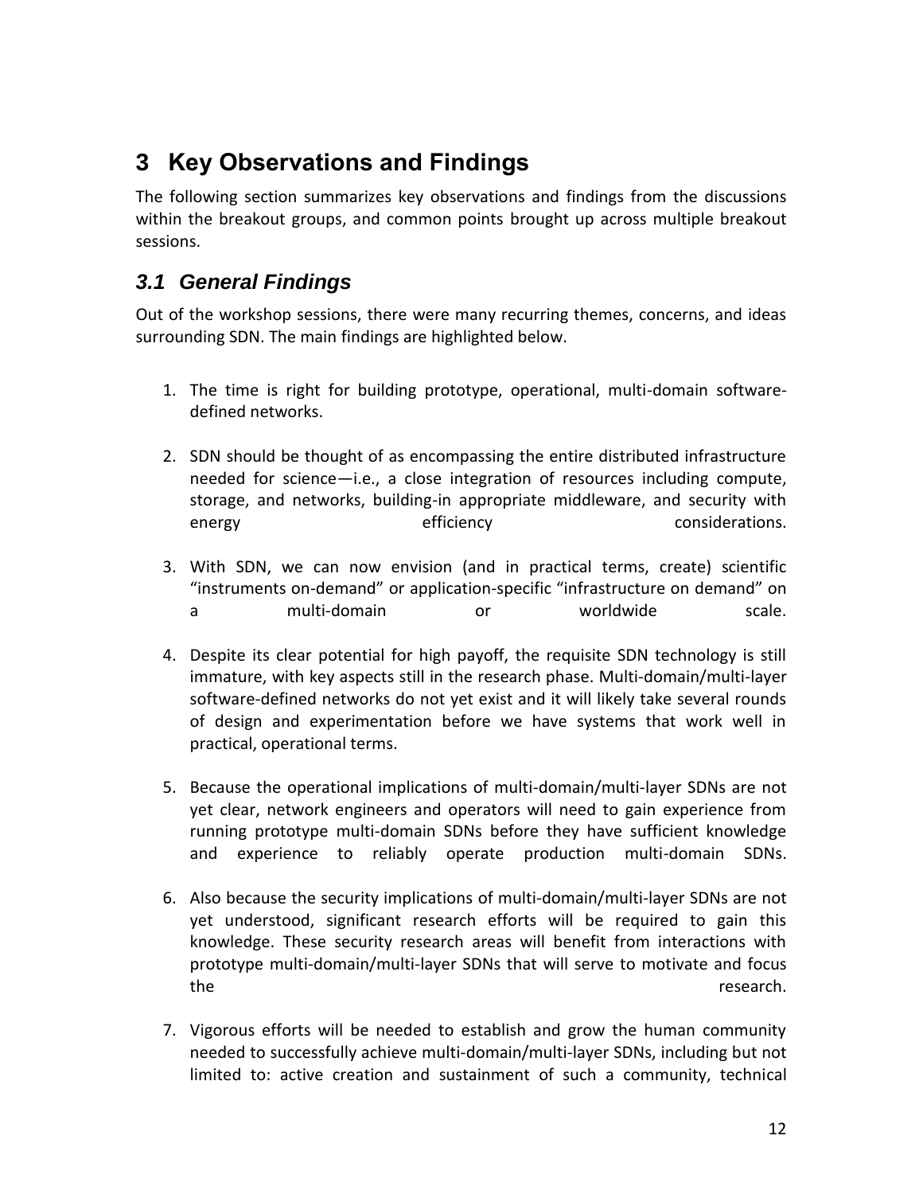# 3 Key Observations and Findings

The following section summarizes key observations and findings from the discussions within the breakout groups, and common points brought up across multiple breakout sessions.

## 3.1 General Findings

Out of the workshop sessions, there were many recurring themes, concerns, and ideas surrounding SDN. The main findings are highlighted below.

1. The time is right for building prototype, operational, multi-domain software-defined networks.

2. SDN should be thought of as encompassing the entire distributed infrastructure needed for science—i.e., a close integration of resources including compute, storage, and networks, building-in appropriate middleware, and security with energy efficiency considerations.

3. With SDN, we can now envision (and in practical terms, create) scientific "instruments on-demand" or application-specific "infrastructure on demand" on a multi-domain or worldwide scale.

4. Despite its clear potential for high payoff, the requisite SDN technology is still immature, with key aspects still in the research phase. Multi-domain/multi-layer software-defined networks do not yet exist and it will likely take several rounds of design and experimentation before we have systems that work well in practical, operational terms.

5. Because the operational implications of multi-domain/multi-layer SDNs are not yet clear, network engineers and operators will need to gain experience from running prototype multi-domain SDNs before they have sufficient knowledge and experience to reliably operate production multi-domain SDNs.

6. Also because the security implications of multi-domain/multi-layer SDNs are not yet understood, significant research efforts will be required to gain this knowledge. These security research areas will benefit from interactions with prototype multi-domain/multi-layer SDNs that will serve to motivate and focus the research.

7. Vigorous efforts will be needed to establish and grow the human community needed to successfully achieve multi-domain/multi-layer SDNs, including but not limited to: active creation and sustainment of such a community, technical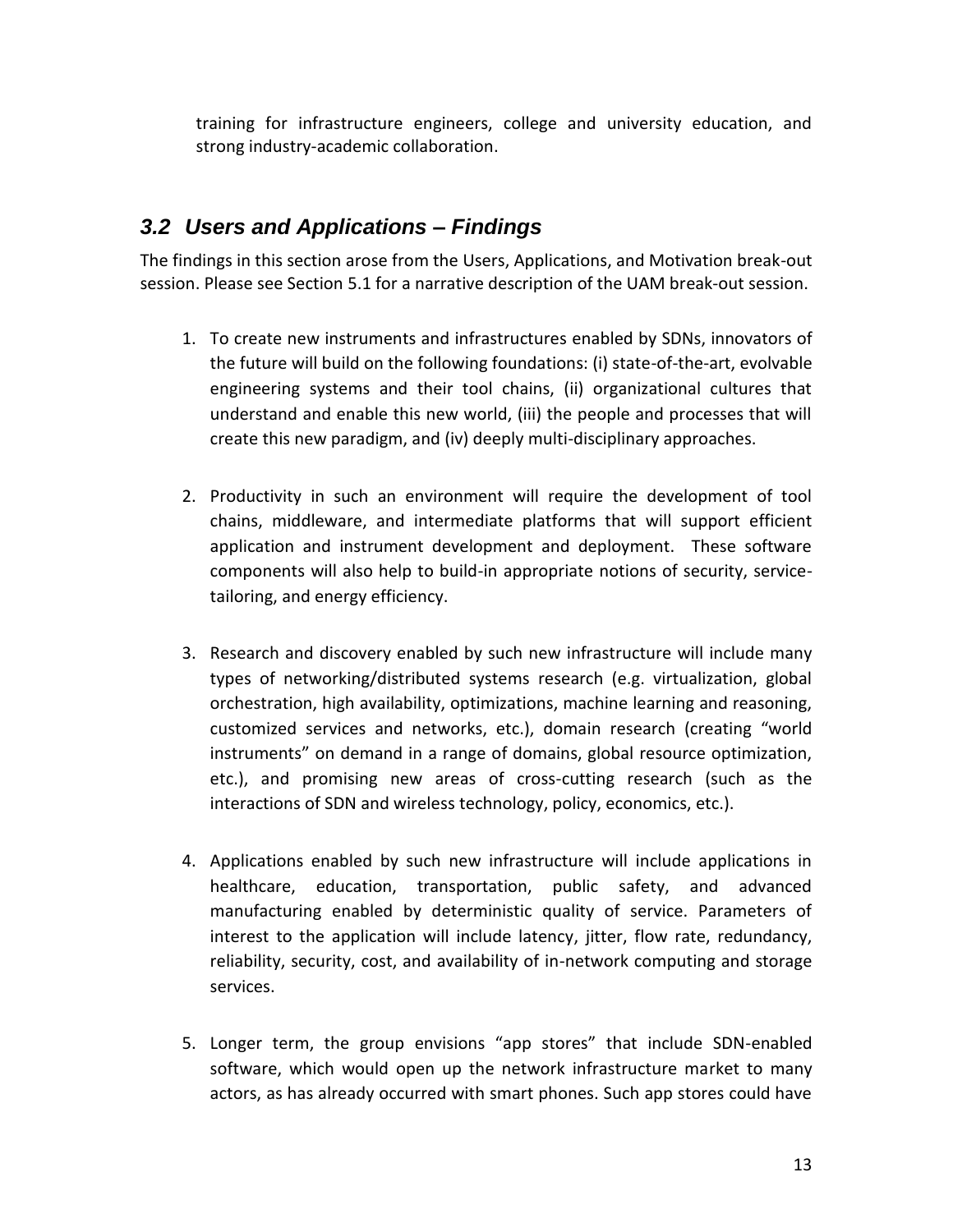training for infrastructure engineers, college and university education, and strong industry-academic collaboration.

## *3.2 Users and Applications – Findings*

The findings in this section arose from the Users, Applications, and Motivation break-out session. Please see Section 5.1 for a narrative description of the UAM break-out session.

1. To create new instruments and infrastructures enabled by SDNs, innovators of the future will build on the following foundations: (i) state-of-the-art, evolvable engineering systems and their tool chains, (ii) organizational cultures that understand and enable this new world, (iii) the people and processes that will create this new paradigm, and (iv) deeply multi-disciplinary approaches.

2. Productivity in such an environment will require the development of tool chains, middleware, and intermediate platforms that will support efficient application and instrument development and deployment. These software components will also help to build-in appropriate notions of security, service-tailoring, and energy efficiency.

3. Research and discovery enabled by such new infrastructure will include many types of networking/distributed systems research (e.g. virtualization, global orchestration, high availability, optimizations, machine learning and reasoning, customized services and networks, etc.), domain research (creating "world instruments" on demand in a range of domains, global resource optimization, etc.), and promising new areas of cross-cutting research (such as the interactions of SDN and wireless technology, policy, economics, etc.).

4. Applications enabled by such new infrastructure will include applications in healthcare, education, transportation, public safety, and advanced manufacturing enabled by deterministic quality of service. Parameters of interest to the application will include latency, jitter, flow rate, redundancy, reliability, security, cost, and availability of in-network computing and storage services.

5. Longer term, the group envisions "app stores" that include SDN-enabled software, which would open up the network infrastructure market to many actors, as has already occurred with smart phones. Such app stores could have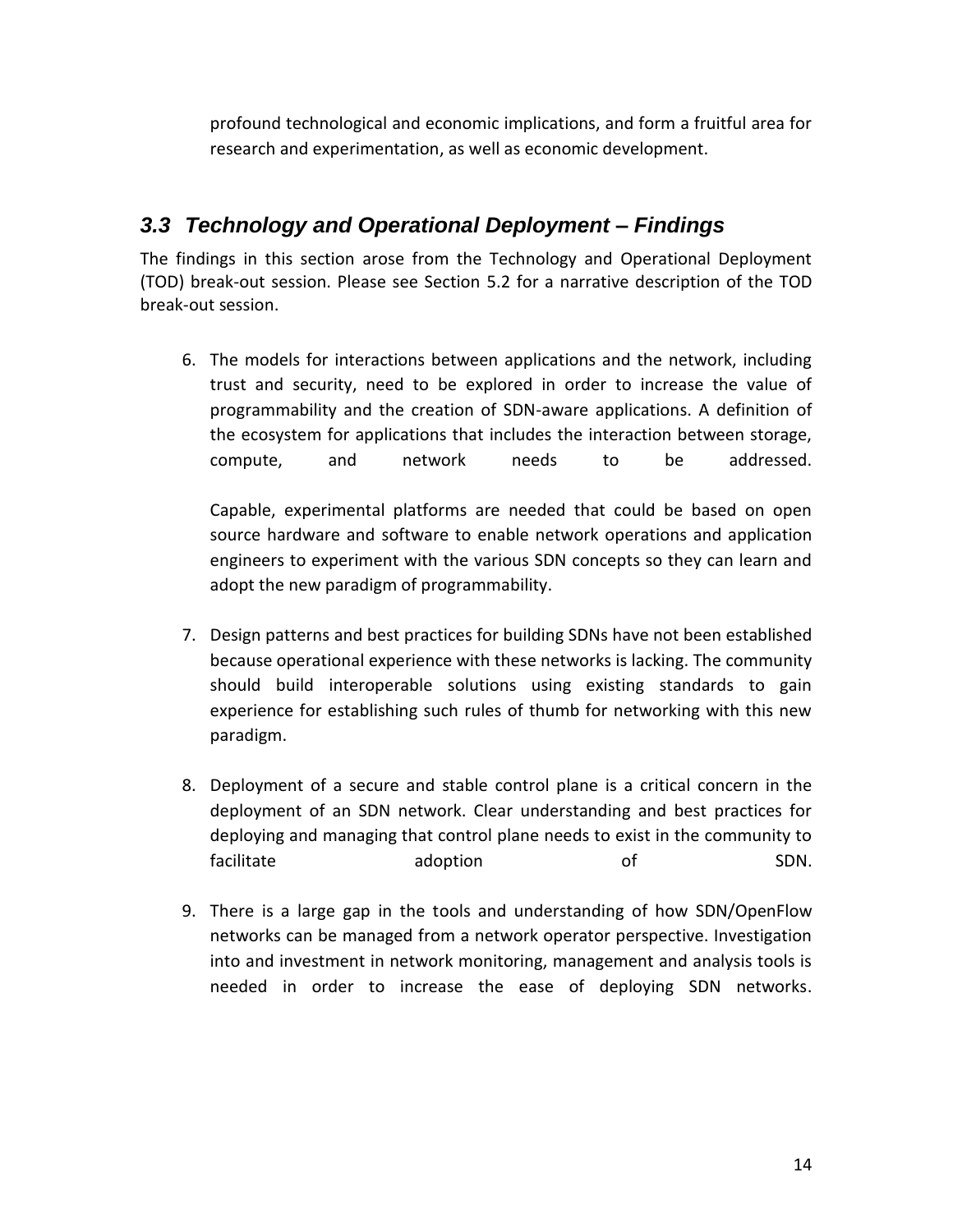profound technological and economic implications, and form a fruitful area for research and experimentation, as well as economic development.

## *3.3 Technology and Operational Deployment – Findings*

The findings in this section arose from the Technology and Operational Deployment (TOD) break-out session. Please see Section 5.2 for a narrative description of the TOD break-out session.

6. The models for interactions between applications and the network, including trust and security, need to be explored in order to increase the value of programmability and the creation of SDN-aware applications. A definition of the ecosystem for applications that includes the interaction between storage, compute, and network needs to be addressed.

   Capable, experimental platforms are needed that could be based on open source hardware and software to enable network operations and application engineers to experiment with the various SDN concepts so they can learn and adopt the new paradigm of programmability.

7. Design patterns and best practices for building SDNs have not been established because operational experience with these networks is lacking. The community should build interoperable solutions using existing standards to gain experience for establishing such rules of thumb for networking with this new paradigm.

8. Deployment of a secure and stable control plane is a critical concern in the deployment of an SDN network. Clear understanding and best practices for deploying and managing that control plane needs to exist in the community to facilitate adoption of SDN.

9. There is a large gap in the tools and understanding of how SDN/OpenFlow networks can be managed from a network operator perspective. Investigation into and investment in network monitoring, management and analysis tools is needed in order to increase the ease of deploying SDN networks.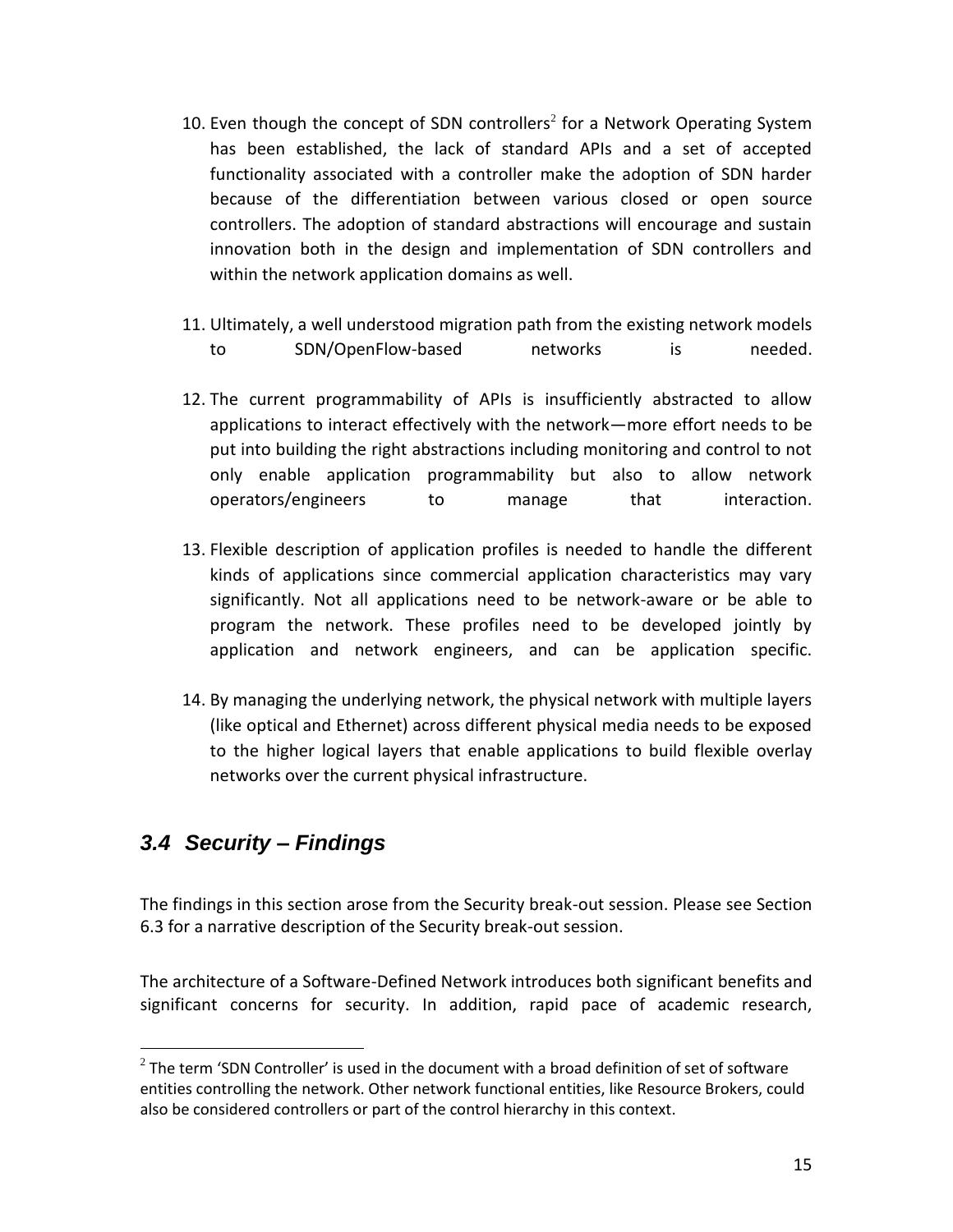10. Even though the concept of SDN controllers[2] for a Network Operating System has been established, the lack of standard APIs and a set of accepted functionality associated with a controller make the adoption of SDN harder because of the differentiation between various closed or open source controllers. The adoption of standard abstractions will encourage and sustain innovation both in the design and implementation of SDN controllers and within the network application domains as well.

11. Ultimately, a well understood migration path from the existing network models to SDN/OpenFlow-based networks is needed.

12. The current programmability of APIs is insufficiently abstracted to allow applications to interact effectively with the network—more effort needs to be put into building the right abstractions including monitoring and control to not only enable application programmability but also to allow network operators/engineers to manage that interaction.

13. Flexible description of application profiles is needed to handle the different kinds of applications since commercial application characteristics may vary significantly. Not all applications need to be network-aware or be able to program the network. These profiles need to be developed jointly by application and network engineers, and can be application specific.

14. By managing the underlying network, the physical network with multiple layers (like optical and Ethernet) across different physical media needs to be exposed to the higher logical layers that enable applications to build flexible overlay networks over the current physical infrastructure.

## *3.4 Security – Findings*

The findings in this section arose from the Security break-out session. Please see Section 6.3 for a narrative description of the Security break-out session.

The architecture of a Software-Defined Network introduces both significant benefits and significant concerns for security. In addition, rapid pace of academic research,

---

[2] The term 'SDN Controller' is used in the document with a broad definition of set of software entities controlling the network. Other network functional entities, like Resource Brokers, could also be considered controllers or part of the control hierarchy in this context.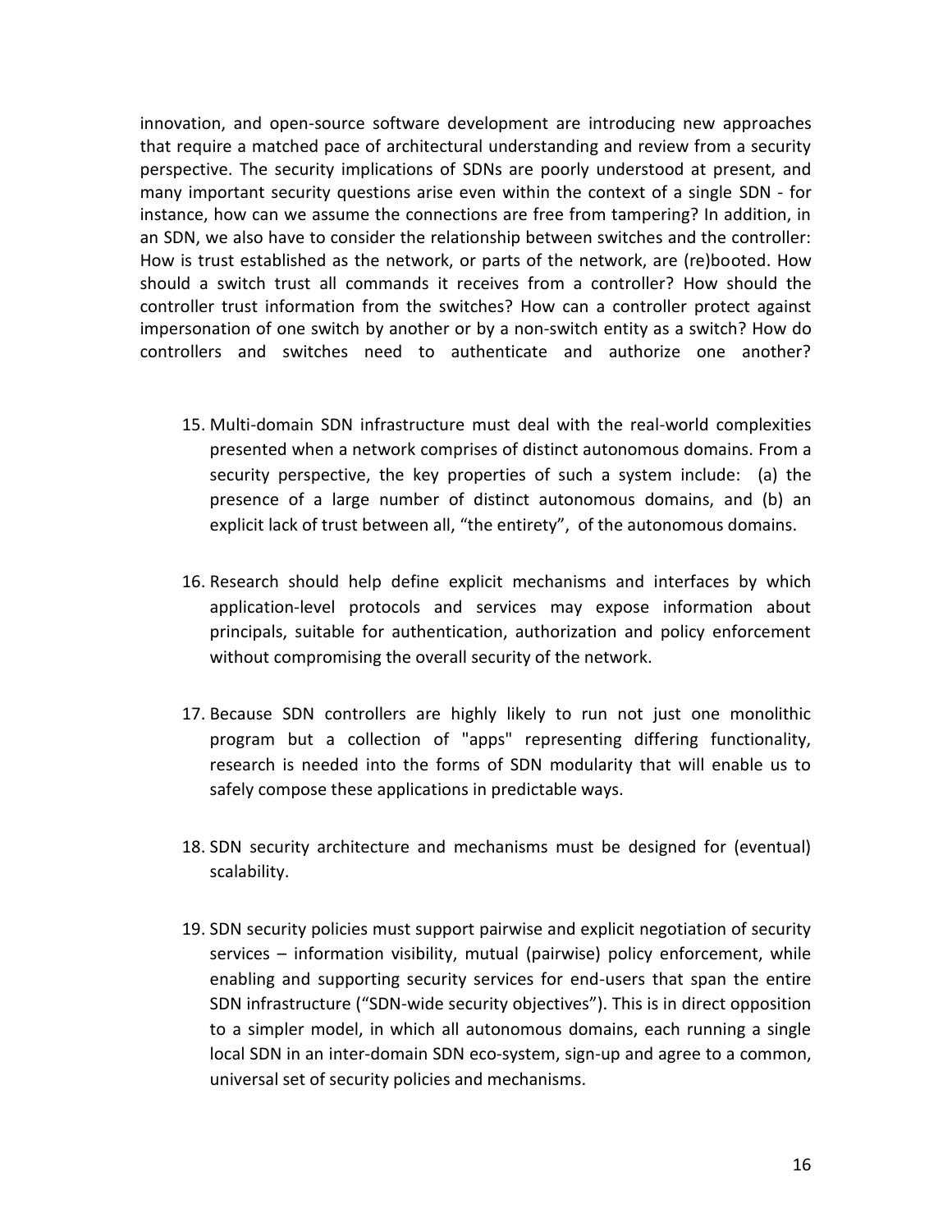innovation, and open-source software development are introducing new approaches that require a matched pace of architectural understanding and review from a security perspective. The security implications of SDNs are poorly understood at present, and many important security questions arise even within the context of a single SDN - for instance, how can we assume the connections are free from tampering? In addition, in an SDN, we also have to consider the relationship between switches and the controller: How is trust established as the network, or parts of the network, are (re)booted. How should a switch trust all commands it receives from a controller? How should the controller trust information from the switches? How can a controller protect against impersonation of one switch by another or by a non-switch entity as a switch? How do controllers and switches need to authenticate and authorize one another?

15. Multi-domain SDN infrastructure must deal with the real-world complexities presented when a network comprises of distinct autonomous domains. From a security perspective, the key properties of such a system include: (a) the presence of a large number of distinct autonomous domains, and (b) an explicit lack of trust between all, "the entirety", of the autonomous domains.

16. Research should help define explicit mechanisms and interfaces by which application-level protocols and services may expose information about principals, suitable for authentication, authorization and policy enforcement without compromising the overall security of the network.

17. Because SDN controllers are highly likely to run not just one monolithic program but a collection of "apps" representing differing functionality, research is needed into the forms of SDN modularity that will enable us to safely compose these applications in predictable ways.

18. SDN security architecture and mechanisms must be designed for (eventual) scalability.

19. SDN security policies must support pairwise and explicit negotiation of security services – information visibility, mutual (pairwise) policy enforcement, while enabling and supporting security services for end-users that span the entire SDN infrastructure ("SDN-wide security objectives"). This is in direct opposition to a simpler model, in which all autonomous domains, each running a single local SDN in an inter-domain SDN eco-system, sign-up and agree to a common, universal set of security policies and mechanisms.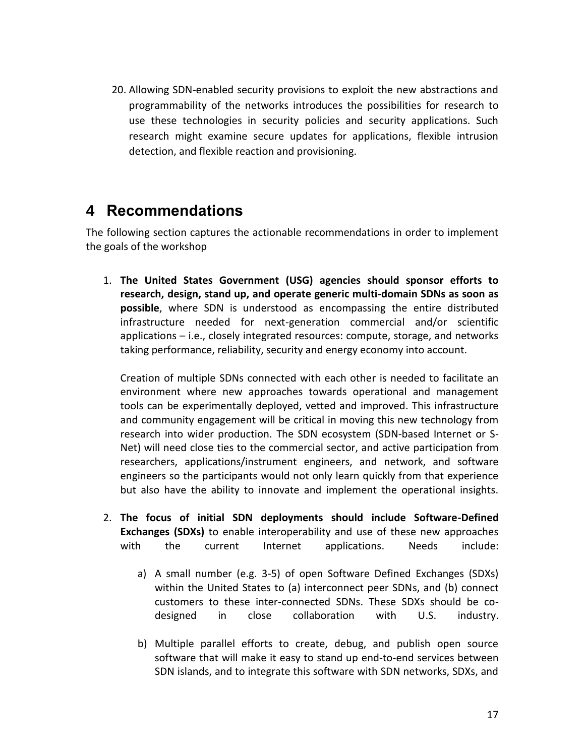20. Allowing SDN-enabled security provisions to exploit the new abstractions and programmability of the networks introduces the possibilities for research to use these technologies in security policies and security applications. Such research might examine secure updates for applications, flexible intrusion detection, and flexible reaction and provisioning.

# 4 Recommendations

The following section captures the actionable recommendations in order to implement the goals of the workshop

1. **The United States Government (USG) agencies should sponsor efforts to research, design, stand up, and operate generic multi-domain SDNs as soon as possible**, where SDN is understood as encompassing the entire distributed infrastructure needed for next-generation commercial and/or scientific applications – i.e., closely integrated resources: compute, storage, and networks taking performance, reliability, security and energy economy into account.

   Creation of multiple SDNs connected with each other is needed to facilitate an environment where new approaches towards operational and management tools can be experimentally deployed, vetted and improved. This infrastructure and community engagement will be critical in moving this new technology from research into wider production. The SDN ecosystem (SDN-based Internet or S-Net) will need close ties to the commercial sector, and active participation from researchers, applications/instrument engineers, and network, and software engineers so the participants would not only learn quickly from that experience but also have the ability to innovate and implement the operational insights.

2. **The focus of initial SDN deployments should include Software-Defined Exchanges (SDXs)** to enable interoperability and use of these new approaches with the current Internet applications. Needs include:

   a) A small number (e.g. 3-5) of open Software Defined Exchanges (SDXs) within the United States to (a) interconnect peer SDNs, and (b) connect customers to these inter-connected SDNs. These SDXs should be co-designed in close collaboration with U.S. industry.

   b) Multiple parallel efforts to create, debug, and publish open source software that will make it easy to stand up end-to-end services between SDN islands, and to integrate this software with SDN networks, SDXs, and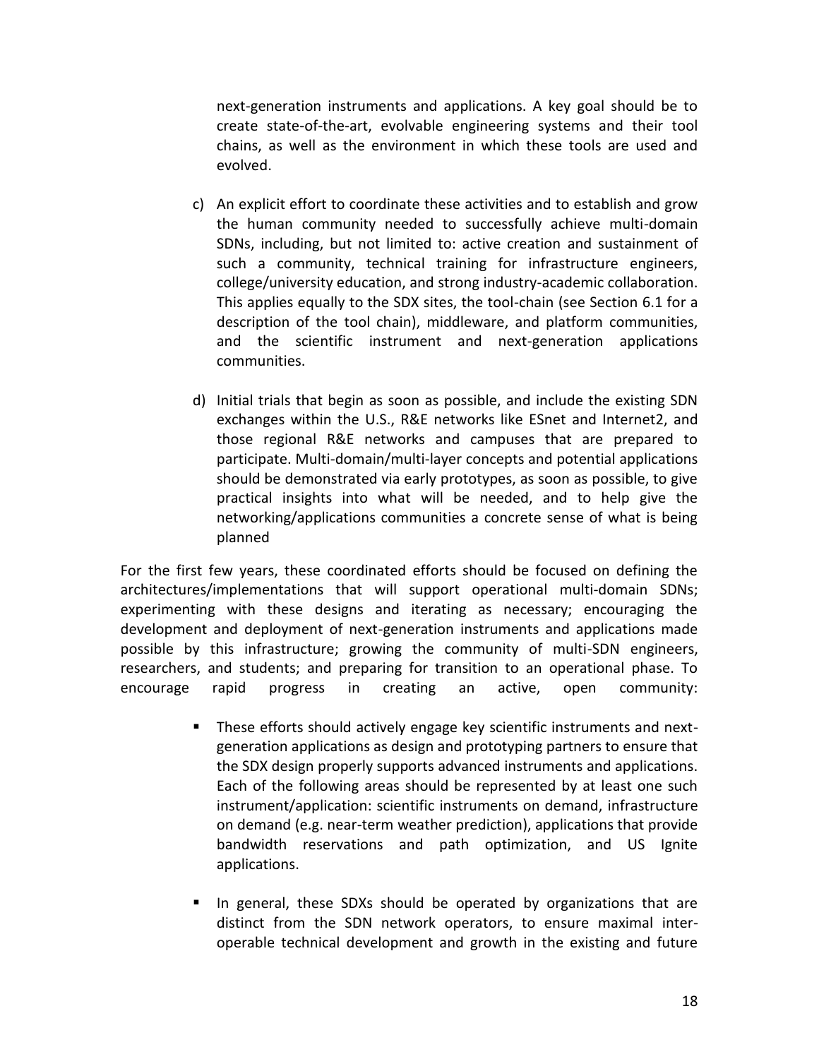next-generation instruments and applications. A key goal should be to create state-of-the-art, evolvable engineering systems and their tool chains, as well as the environment in which these tools are used and evolved.

c) An explicit effort to coordinate these activities and to establish and grow the human community needed to successfully achieve multi-domain SDNs, including, but not limited to: active creation and sustainment of such a community, technical training for infrastructure engineers, college/university education, and strong industry-academic collaboration. This applies equally to the SDX sites, the tool-chain (see Section 6.1 for a description of the tool chain), middleware, and platform communities, and the scientific instrument and next-generation applications communities.

d) Initial trials that begin as soon as possible, and include the existing SDN exchanges within the U.S., R&E networks like ESnet and Internet2, and those regional R&E networks and campuses that are prepared to participate. Multi-domain/multi-layer concepts and potential applications should be demonstrated via early prototypes, as soon as possible, to give practical insights into what will be needed, and to help give the networking/applications communities a concrete sense of what is being planned

For the first few years, these coordinated efforts should be focused on defining the architectures/implementations that will support operational multi-domain SDNs; experimenting with these designs and iterating as necessary; encouraging the development and deployment of next-generation instruments and applications made possible by this infrastructure; growing the community of multi-SDN engineers, researchers, and students; and preparing for transition to an operational phase. To encourage rapid progress in creating an active, open community:

- These efforts should actively engage key scientific instruments and next-generation applications as design and prototyping partners to ensure that the SDX design properly supports advanced instruments and applications. Each of the following areas should be represented by at least one such instrument/application: scientific instruments on demand, infrastructure on demand (e.g. near-term weather prediction), applications that provide bandwidth reservations and path optimization, and US Ignite applications.

- In general, these SDXs should be operated by organizations that are distinct from the SDN network operators, to ensure maximal inter-operable technical development and growth in the existing and future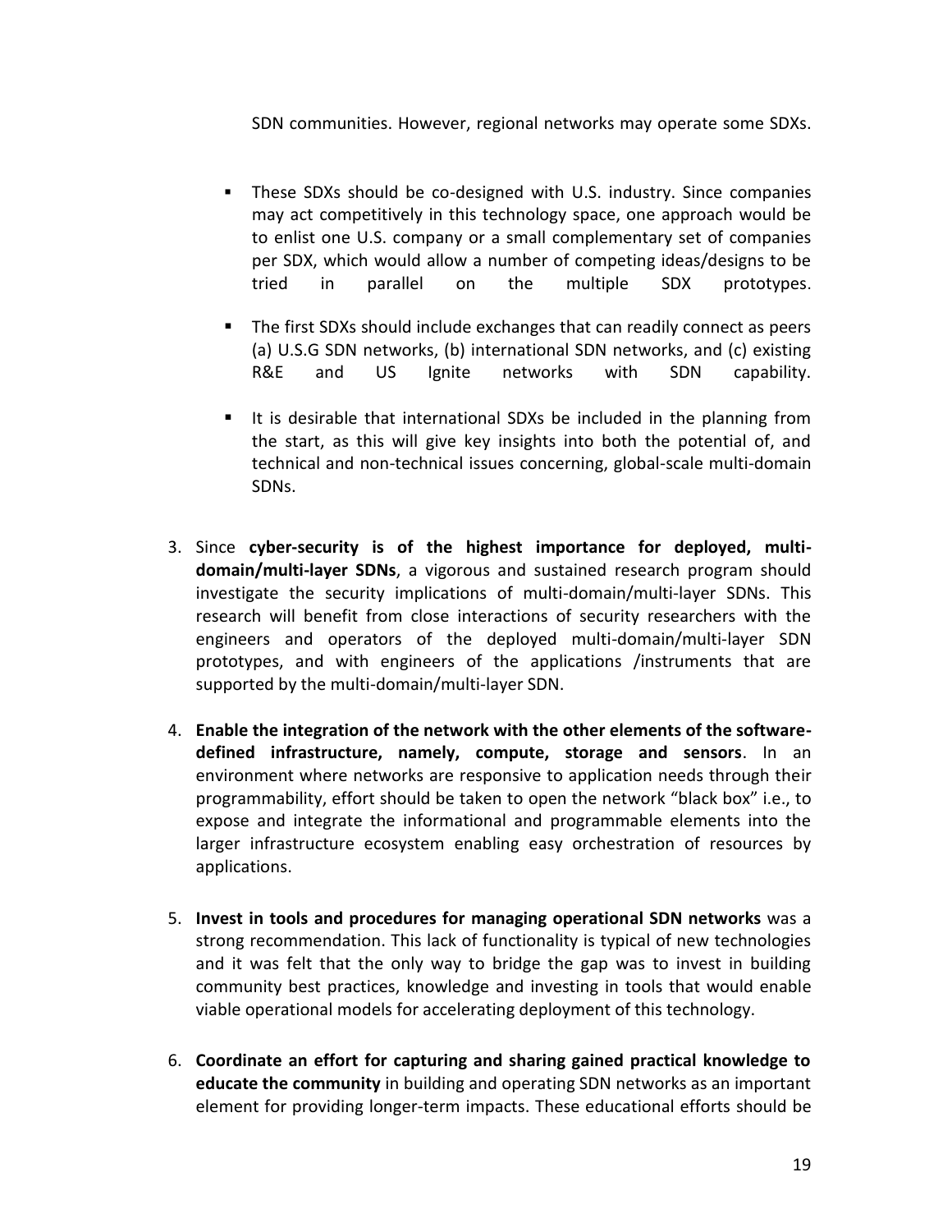SDN communities. However, regional networks may operate some SDXs.

- These SDXs should be co-designed with U.S. industry. Since companies may act competitively in this technology space, one approach would be to enlist one U.S. company or a small complementary set of companies per SDX, which would allow a number of competing ideas/designs to be tried in parallel on the multiple SDX prototypes.
- The first SDXs should include exchanges that can readily connect as peers (a) U.S.G SDN networks, (b) international SDN networks, and (c) existing R&E and US Ignite networks with SDN capability.
- It is desirable that international SDXs be included in the planning from the start, as this will give key insights into both the potential of, and technical and non-technical issues concerning, global-scale multi-domain SDNs.

3. Since **cyber-security is of the highest importance for deployed, multi-domain/multi-layer SDNs**, a vigorous and sustained research program should investigate the security implications of multi-domain/multi-layer SDNs. This research will benefit from close interactions of security researchers with the engineers and operators of the deployed multi-domain/multi-layer SDN prototypes, and with engineers of the applications /instruments that are supported by the multi-domain/multi-layer SDN.

4. **Enable the integration of the network with the other elements of the software-defined infrastructure, namely, compute, storage and sensors**. In an environment where networks are responsive to application needs through their programmability, effort should be taken to open the network "black box" i.e., to expose and integrate the informational and programmable elements into the larger infrastructure ecosystem enabling easy orchestration of resources by applications.

5. **Invest in tools and procedures for managing operational SDN networks** was a strong recommendation. This lack of functionality is typical of new technologies and it was felt that the only way to bridge the gap was to invest in building community best practices, knowledge and investing in tools that would enable viable operational models for accelerating deployment of this technology.

6. **Coordinate an effort for capturing and sharing gained practical knowledge to educate the community** in building and operating SDN networks as an important element for providing longer-term impacts. These educational efforts should be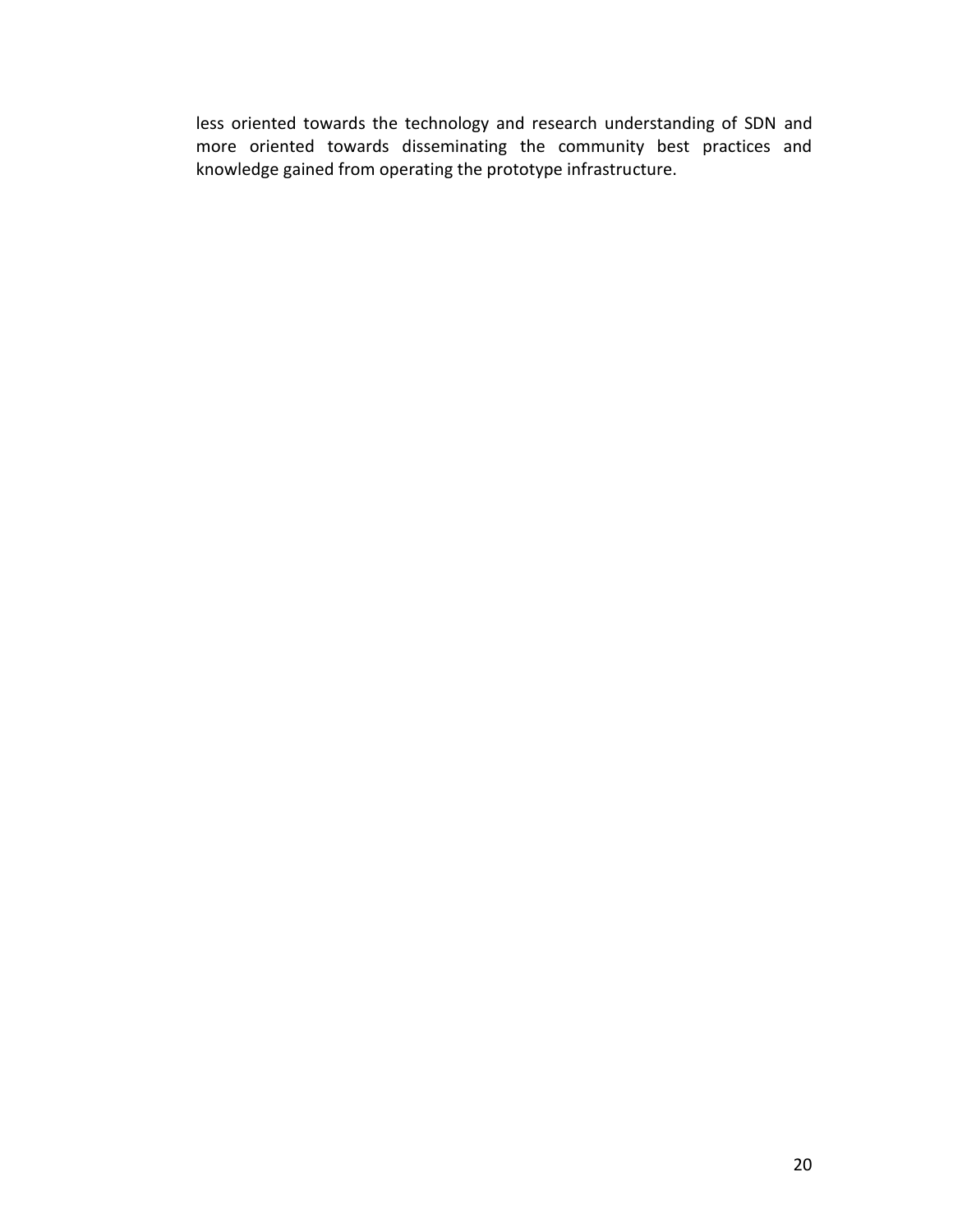less oriented towards the technology and research understanding of SDN and more oriented towards disseminating the community best practices and knowledge gained from operating the prototype infrastructure.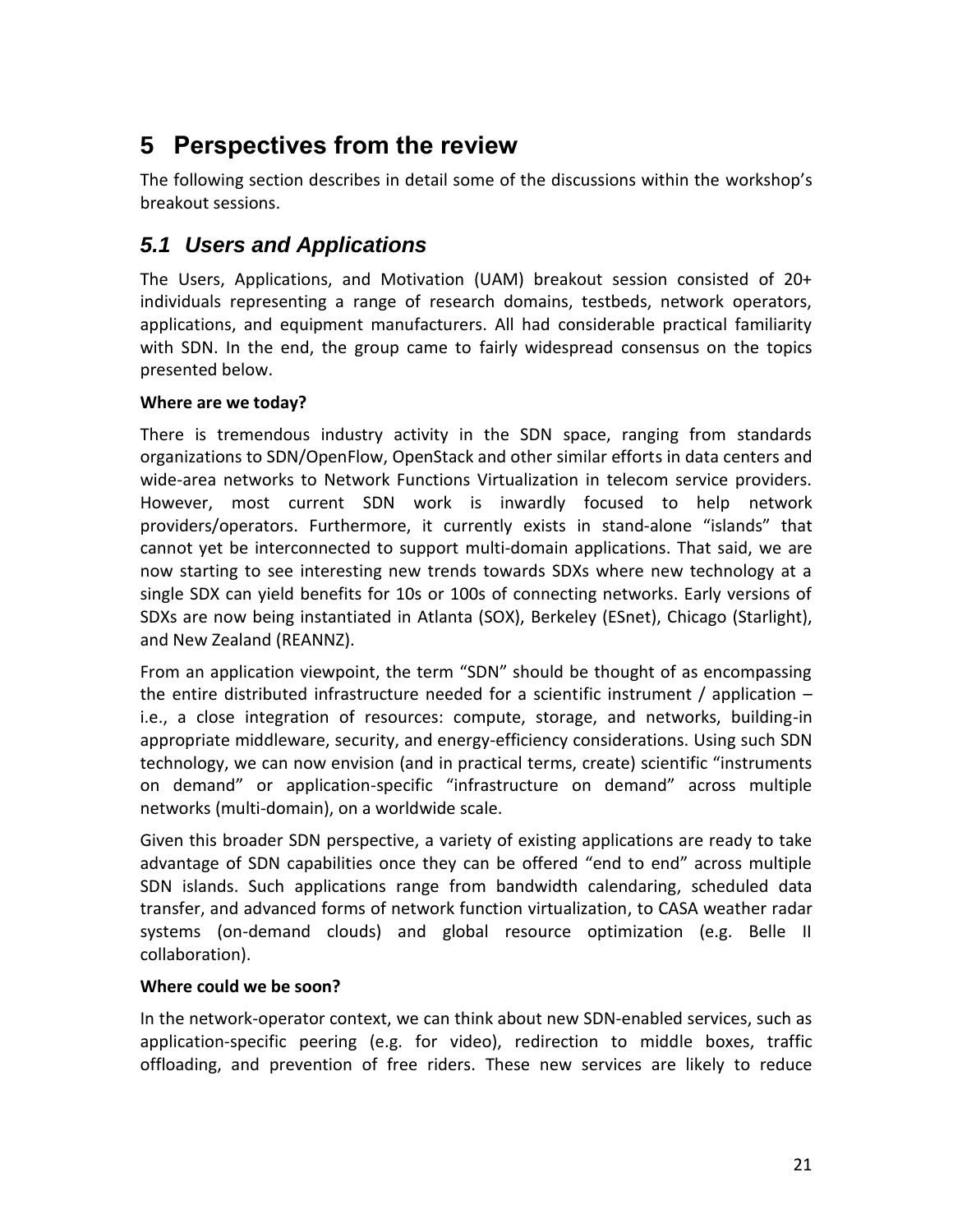# 5 Perspectives from the review

The following section describes in detail some of the discussions within the workshop's breakout sessions.

## *5.1 Users and Applications*

The Users, Applications, and Motivation (UAM) breakout session consisted of 20+ individuals representing a range of research domains, testbeds, network operators, applications, and equipment manufacturers. All had considerable practical familiarity with SDN. In the end, the group came to fairly widespread consensus on the topics presented below.

**Where are we today?**

There is tremendous industry activity in the SDN space, ranging from standards organizations to SDN/OpenFlow, OpenStack and other similar efforts in data centers and wide-area networks to Network Functions Virtualization in telecom service providers. However, most current SDN work is inwardly focused to help network providers/operators. Furthermore, it currently exists in stand-alone "islands" that cannot yet be interconnected to support multi-domain applications. That said, we are now starting to see interesting new trends towards SDXs where new technology at a single SDX can yield benefits for 10s or 100s of connecting networks. Early versions of SDXs are now being instantiated in Atlanta (SOX), Berkeley (ESnet), Chicago (Starlight), and New Zealand (REANNZ).

From an application viewpoint, the term "SDN" should be thought of as encompassing the entire distributed infrastructure needed for a scientific instrument / application – i.e., a close integration of resources: compute, storage, and networks, building-in appropriate middleware, security, and energy-efficiency considerations. Using such SDN technology, we can now envision (and in practical terms, create) scientific "instruments on demand" or application-specific "infrastructure on demand" across multiple networks (multi-domain), on a worldwide scale.

Given this broader SDN perspective, a variety of existing applications are ready to take advantage of SDN capabilities once they can be offered "end to end" across multiple SDN islands. Such applications range from bandwidth calendaring, scheduled data transfer, and advanced forms of network function virtualization, to CASA weather radar systems (on-demand clouds) and global resource optimization (e.g. Belle II collaboration).

**Where could we be soon?**

In the network-operator context, we can think about new SDN-enabled services, such as application-specific peering (e.g. for video), redirection to middle boxes, traffic offloading, and prevention of free riders. These new services are likely to reduce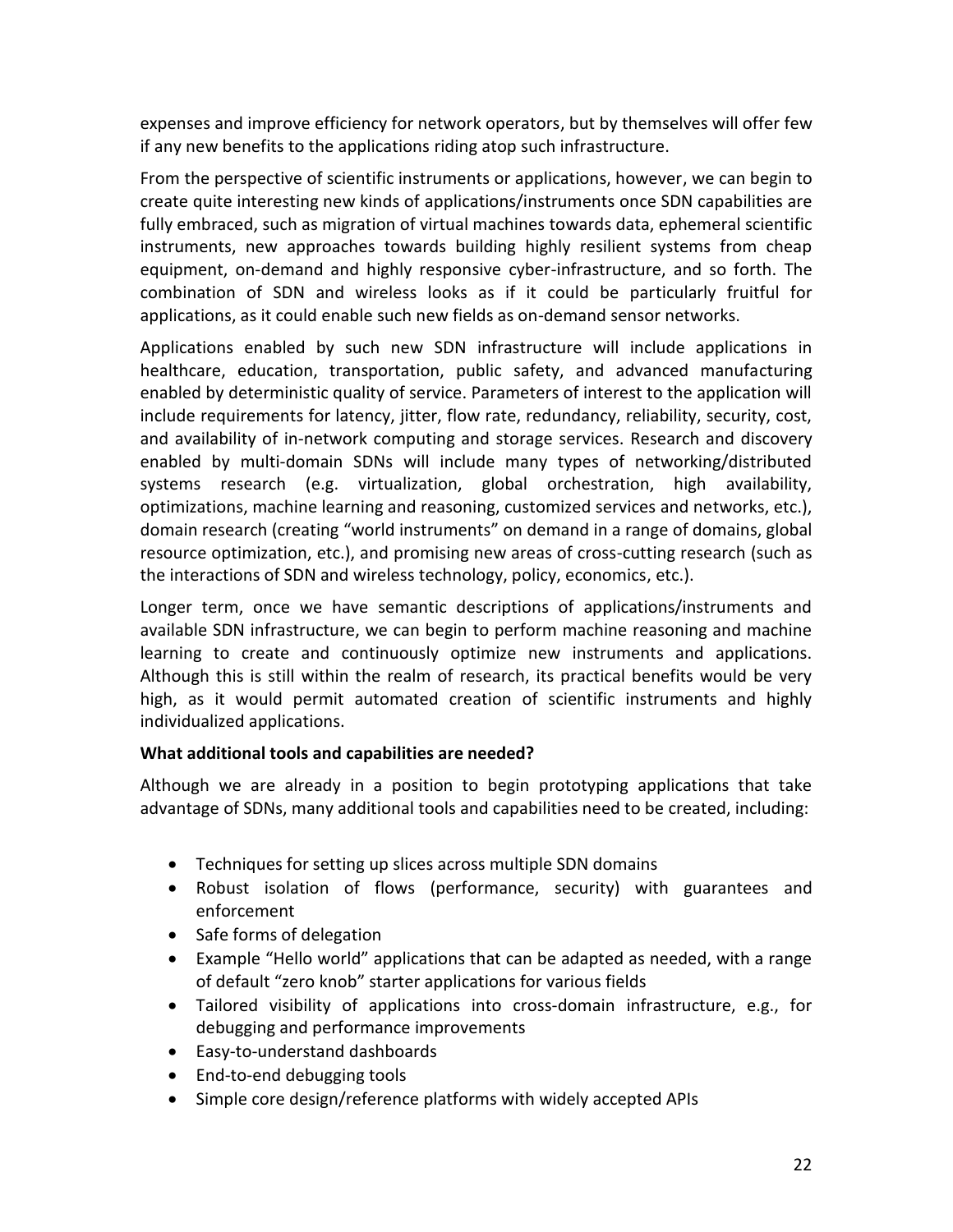expenses and improve efficiency for network operators, but by themselves will offer few if any new benefits to the applications riding atop such infrastructure.

From the perspective of scientific instruments or applications, however, we can begin to create quite interesting new kinds of applications/instruments once SDN capabilities are fully embraced, such as migration of virtual machines towards data, ephemeral scientific instruments, new approaches towards building highly resilient systems from cheap equipment, on-demand and highly responsive cyber-infrastructure, and so forth. The combination of SDN and wireless looks as if it could be particularly fruitful for applications, as it could enable such new fields as on-demand sensor networks.

Applications enabled by such new SDN infrastructure will include applications in healthcare, education, transportation, public safety, and advanced manufacturing enabled by deterministic quality of service. Parameters of interest to the application will include requirements for latency, jitter, flow rate, redundancy, reliability, security, cost, and availability of in-network computing and storage services. Research and discovery enabled by multi-domain SDNs will include many types of networking/distributed systems research (e.g. virtualization, global orchestration, high availability, optimizations, machine learning and reasoning, customized services and networks, etc.), domain research (creating "world instruments" on demand in a range of domains, global resource optimization, etc.), and promising new areas of cross-cutting research (such as the interactions of SDN and wireless technology, policy, economics, etc.).

Longer term, once we have semantic descriptions of applications/instruments and available SDN infrastructure, we can begin to perform machine reasoning and machine learning to create and continuously optimize new instruments and applications. Although this is still within the realm of research, its practical benefits would be very high, as it would permit automated creation of scientific instruments and highly individualized applications.

**What additional tools and capabilities are needed?**

Although we are already in a position to begin prototyping applications that take advantage of SDNs, many additional tools and capabilities need to be created, including:

- Techniques for setting up slices across multiple SDN domains
- Robust isolation of flows (performance, security) with guarantees and enforcement
- Safe forms of delegation
- Example "Hello world" applications that can be adapted as needed, with a range of default "zero knob" starter applications for various fields
- Tailored visibility of applications into cross-domain infrastructure, e.g., for debugging and performance improvements
- Easy-to-understand dashboards
- End-to-end debugging tools
- Simple core design/reference platforms with widely accepted APIs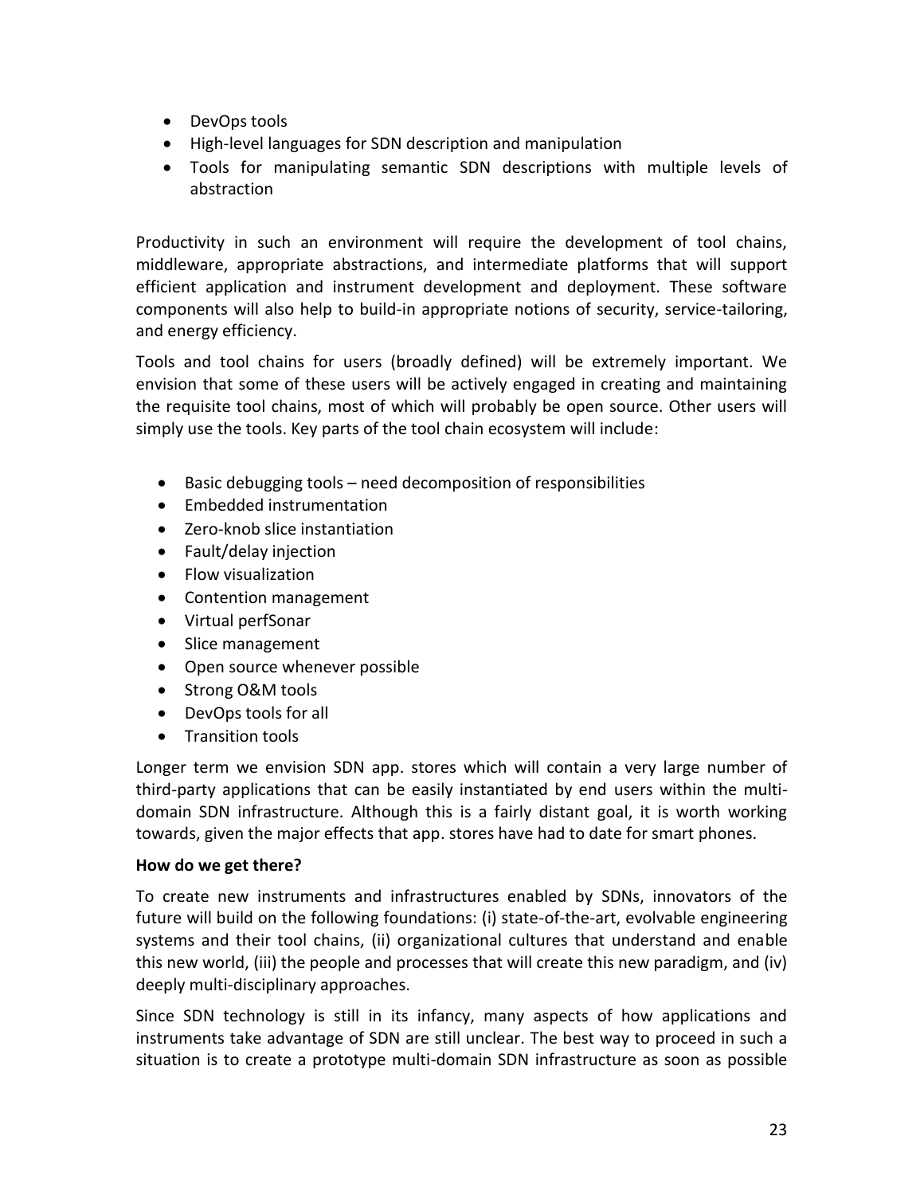- DevOps tools
- High-level languages for SDN description and manipulation
- Tools for manipulating semantic SDN descriptions with multiple levels of abstraction

Productivity in such an environment will require the development of tool chains, middleware, appropriate abstractions, and intermediate platforms that will support efficient application and instrument development and deployment. These software components will also help to build-in appropriate notions of security, service-tailoring, and energy efficiency.

Tools and tool chains for users (broadly defined) will be extremely important. We envision that some of these users will be actively engaged in creating and maintaining the requisite tool chains, most of which will probably be open source. Other users will simply use the tools. Key parts of the tool chain ecosystem will include:

- Basic debugging tools – need decomposition of responsibilities
- Embedded instrumentation
- Zero-knob slice instantiation
- Fault/delay injection
- Flow visualization
- Contention management
- Virtual perfSonar
- Slice management
- Open source whenever possible
- Strong O&M tools
- DevOps tools for all
- Transition tools

Longer term we envision SDN app. stores which will contain a very large number of third-party applications that can be easily instantiated by end users within the multi-domain SDN infrastructure. Although this is a fairly distant goal, it is worth working towards, given the major effects that app. stores have had to date for smart phones.

**How do we get there?**

To create new instruments and infrastructures enabled by SDNs, innovators of the future will build on the following foundations: (i) state-of-the-art, evolvable engineering systems and their tool chains, (ii) organizational cultures that understand and enable this new world, (iii) the people and processes that will create this new paradigm, and (iv) deeply multi-disciplinary approaches.

Since SDN technology is still in its infancy, many aspects of how applications and instruments take advantage of SDN are still unclear. The best way to proceed in such a situation is to create a prototype multi-domain SDN infrastructure as soon as possible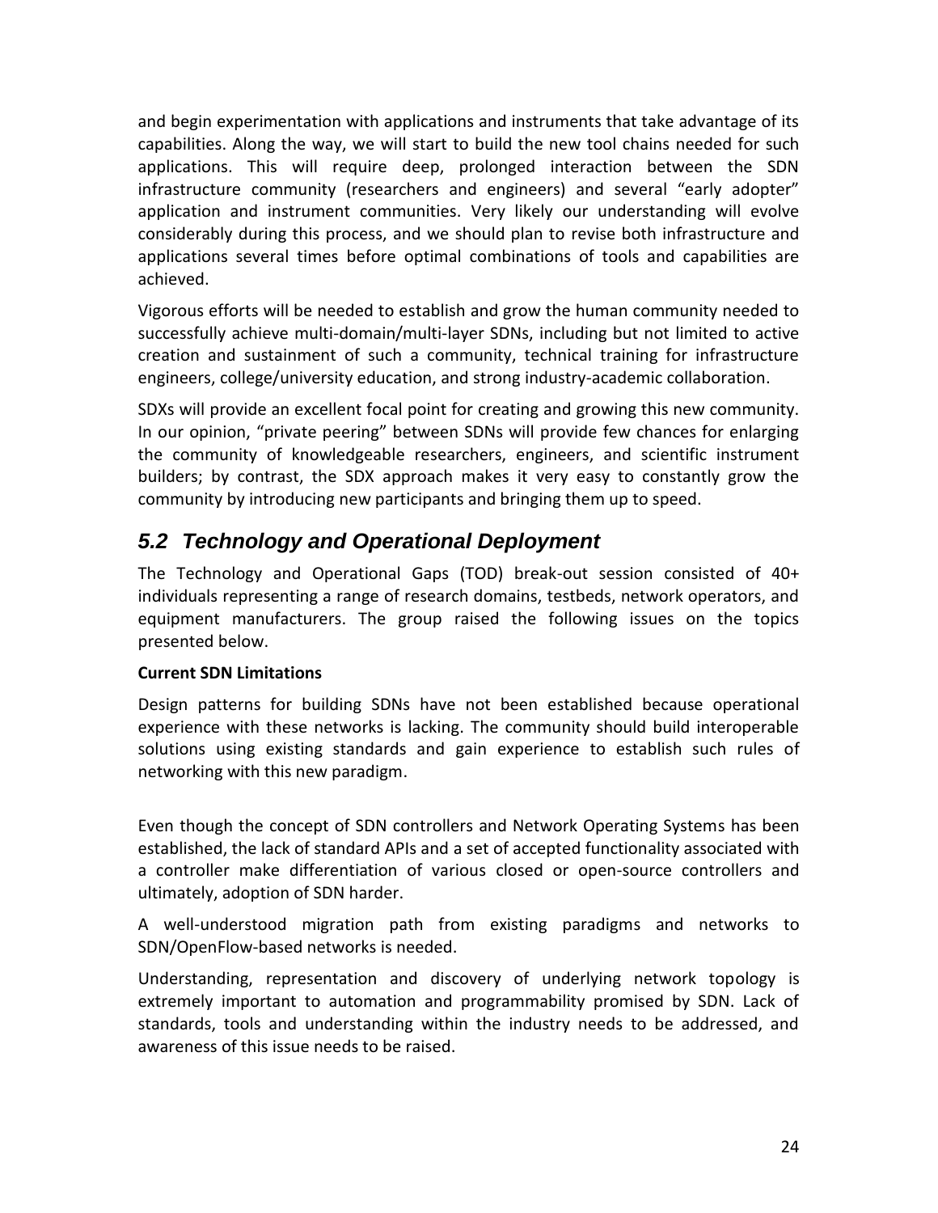and begin experimentation with applications and instruments that take advantage of its capabilities. Along the way, we will start to build the new tool chains needed for such applications. This will require deep, prolonged interaction between the SDN infrastructure community (researchers and engineers) and several "early adopter" application and instrument communities. Very likely our understanding will evolve considerably during this process, and we should plan to revise both infrastructure and applications several times before optimal combinations of tools and capabilities are achieved.

Vigorous efforts will be needed to establish and grow the human community needed to successfully achieve multi-domain/multi-layer SDNs, including but not limited to active creation and sustainment of such a community, technical training for infrastructure engineers, college/university education, and strong industry-academic collaboration.

SDXs will provide an excellent focal point for creating and growing this new community. In our opinion, "private peering" between SDNs will provide few chances for enlarging the community of knowledgeable researchers, engineers, and scientific instrument builders; by contrast, the SDX approach makes it very easy to constantly grow the community by introducing new participants and bringing them up to speed.

## *5.2 Technology and Operational Deployment*

The Technology and Operational Gaps (TOD) break-out session consisted of 40+ individuals representing a range of research domains, testbeds, network operators, and equipment manufacturers. The group raised the following issues on the topics presented below.

**Current SDN Limitations**

Design patterns for building SDNs have not been established because operational experience with these networks is lacking. The community should build interoperable solutions using existing standards and gain experience to establish such rules of networking with this new paradigm.

Even though the concept of SDN controllers and Network Operating Systems has been established, the lack of standard APIs and a set of accepted functionality associated with a controller make differentiation of various closed or open-source controllers and ultimately, adoption of SDN harder.

A well-understood migration path from existing paradigms and networks to SDN/OpenFlow-based networks is needed.

Understanding, representation and discovery of underlying network topology is extremely important to automation and programmability promised by SDN. Lack of standards, tools and understanding within the industry needs to be addressed, and awareness of this issue needs to be raised.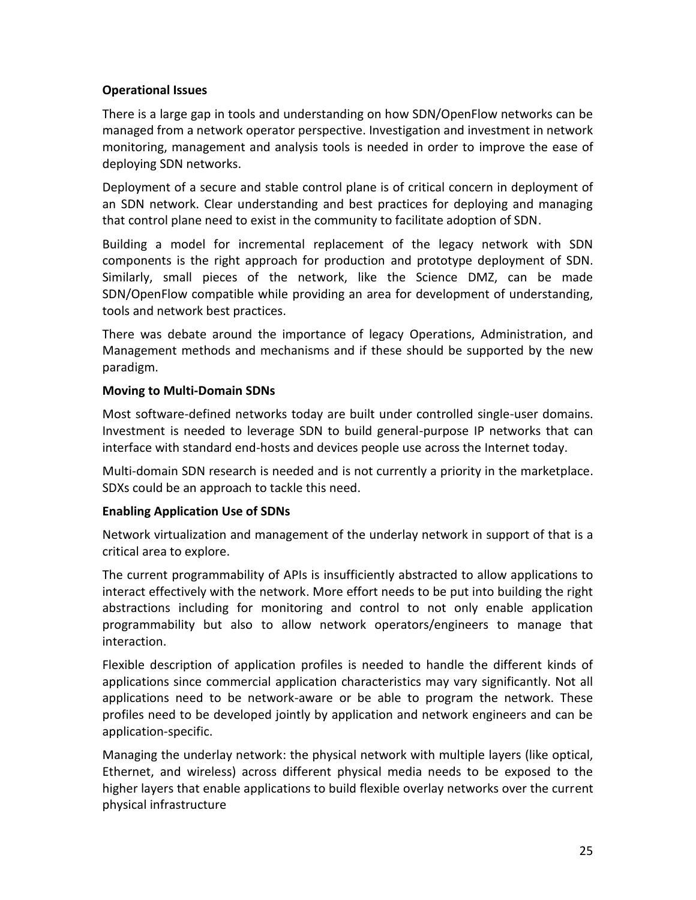**Operational Issues**

There is a large gap in tools and understanding on how SDN/OpenFlow networks can be managed from a network operator perspective. Investigation and investment in network monitoring, management and analysis tools is needed in order to improve the ease of deploying SDN networks.

Deployment of a secure and stable control plane is of critical concern in deployment of an SDN network. Clear understanding and best practices for deploying and managing that control plane need to exist in the community to facilitate adoption of SDN.

Building a model for incremental replacement of the legacy network with SDN components is the right approach for production and prototype deployment of SDN. Similarly, small pieces of the network, like the Science DMZ, can be made SDN/OpenFlow compatible while providing an area for development of understanding, tools and network best practices.

There was debate around the importance of legacy Operations, Administration, and Management methods and mechanisms and if these should be supported by the new paradigm.

**Moving to Multi-Domain SDNs**

Most software-defined networks today are built under controlled single-user domains. Investment is needed to leverage SDN to build general-purpose IP networks that can interface with standard end-hosts and devices people use across the Internet today.

Multi-domain SDN research is needed and is not currently a priority in the marketplace. SDXs could be an approach to tackle this need.

**Enabling Application Use of SDNs**

Network virtualization and management of the underlay network in support of that is a critical area to explore.

The current programmability of APIs is insufficiently abstracted to allow applications to interact effectively with the network. More effort needs to be put into building the right abstractions including for monitoring and control to not only enable application programmability but also to allow network operators/engineers to manage that interaction.

Flexible description of application profiles is needed to handle the different kinds of applications since commercial application characteristics may vary significantly. Not all applications need to be network-aware or be able to program the network. These profiles need to be developed jointly by application and network engineers and can be application-specific.

Managing the underlay network: the physical network with multiple layers (like optical, Ethernet, and wireless) across different physical media needs to be exposed to the higher layers that enable applications to build flexible overlay networks over the current physical infrastructure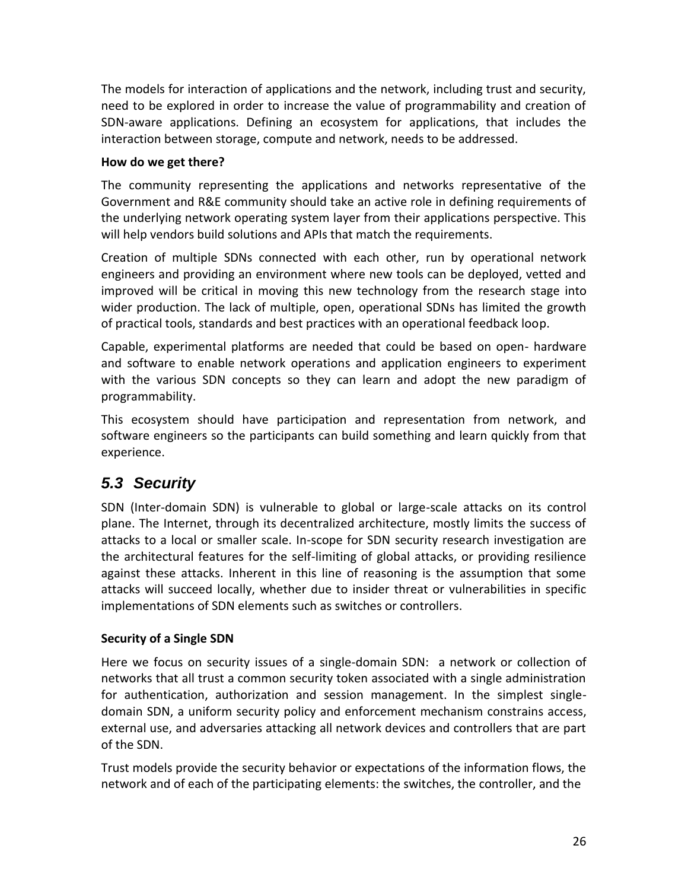The models for interaction of applications and the network, including trust and security, need to be explored in order to increase the value of programmability and creation of SDN-aware applications. Defining an ecosystem for applications, that includes the interaction between storage, compute and network, needs to be addressed.

**How do we get there?**

The community representing the applications and networks representative of the Government and R&E community should take an active role in defining requirements of the underlying network operating system layer from their applications perspective. This will help vendors build solutions and APIs that match the requirements.

Creation of multiple SDNs connected with each other, run by operational network engineers and providing an environment where new tools can be deployed, vetted and improved will be critical in moving this new technology from the research stage into wider production. The lack of multiple, open, operational SDNs has limited the growth of practical tools, standards and best practices with an operational feedback loop.

Capable, experimental platforms are needed that could be based on open- hardware and software to enable network operations and application engineers to experiment with the various SDN concepts so they can learn and adopt the new paradigm of programmability.

This ecosystem should have participation and representation from network, and software engineers so the participants can build something and learn quickly from that experience.

## *5.3 Security*

SDN (Inter-domain SDN) is vulnerable to global or large-scale attacks on its control plane. The Internet, through its decentralized architecture, mostly limits the success of attacks to a local or smaller scale. In-scope for SDN security research investigation are the architectural features for the self-limiting of global attacks, or providing resilience against these attacks. Inherent in this line of reasoning is the assumption that some attacks will succeed locally, whether due to insider threat or vulnerabilities in specific implementations of SDN elements such as switches or controllers.

**Security of a Single SDN**

Here we focus on security issues of a single-domain SDN: a network or collection of networks that all trust a common security token associated with a single administration for authentication, authorization and session management. In the simplest single-domain SDN, a uniform security policy and enforcement mechanism constrains access, external use, and adversaries attacking all network devices and controllers that are part of the SDN.

Trust models provide the security behavior or expectations of the information flows, the network and of each of the participating elements: the switches, the controller, and the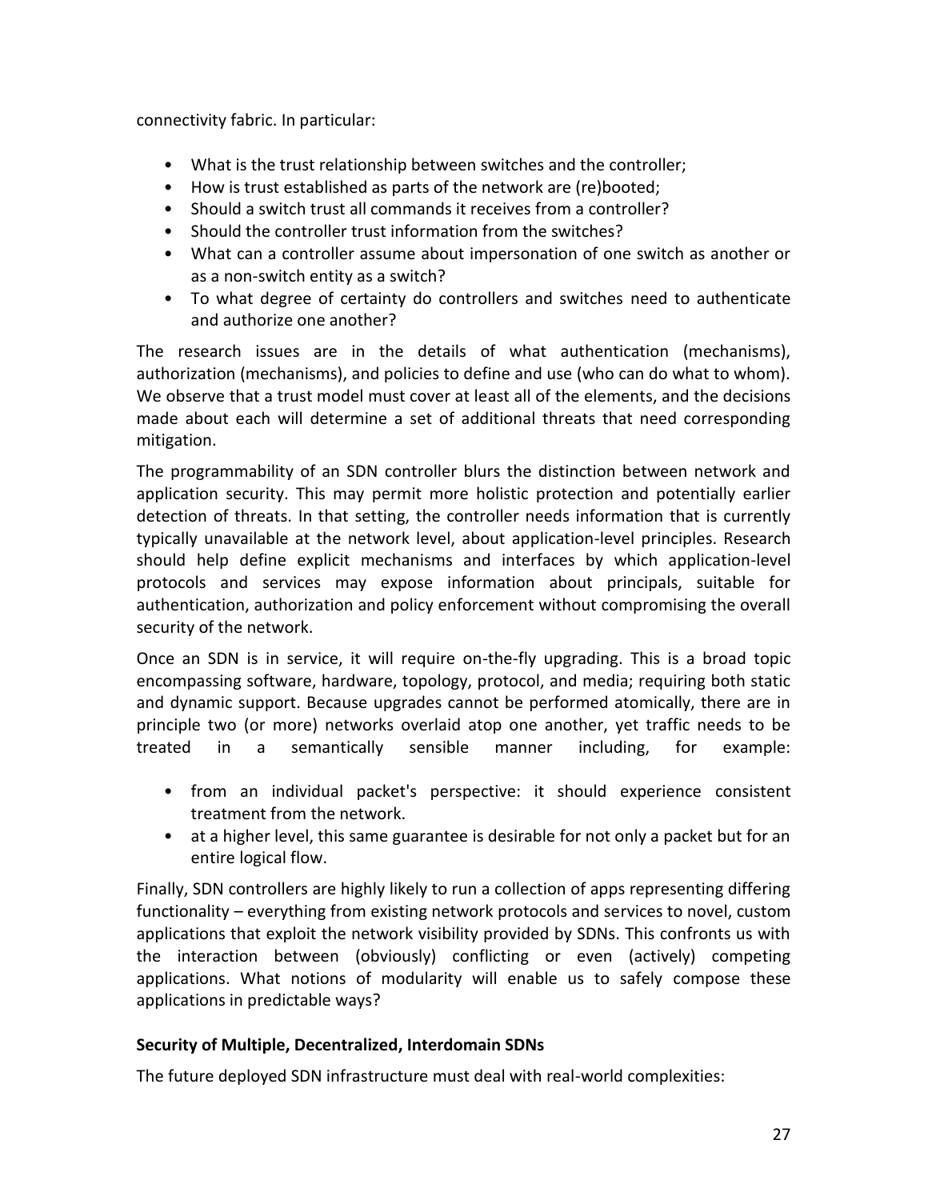connectivity fabric. In particular:

- What is the trust relationship between switches and the controller;
- How is trust established as parts of the network are (re)booted;
- Should a switch trust all commands it receives from a controller?
- Should the controller trust information from the switches?
- What can a controller assume about impersonation of one switch as another or as a non-switch entity as a switch?
- To what degree of certainty do controllers and switches need to authenticate and authorize one another?

The research issues are in the details of what authentication (mechanisms), authorization (mechanisms), and policies to define and use (who can do what to whom). We observe that a trust model must cover at least all of the elements, and the decisions made about each will determine a set of additional threats that need corresponding mitigation.

The programmability of an SDN controller blurs the distinction between network and application security. This may permit more holistic protection and potentially earlier detection of threats. In that setting, the controller needs information that is currently typically unavailable at the network level, about application-level principles. Research should help define explicit mechanisms and interfaces by which application-level protocols and services may expose information about principals, suitable for authentication, authorization and policy enforcement without compromising the overall security of the network.

Once an SDN is in service, it will require on-the-fly upgrading. This is a broad topic encompassing software, hardware, topology, protocol, and media; requiring both static and dynamic support. Because upgrades cannot be performed atomically, there are in principle two (or more) networks overlaid atop one another, yet traffic needs to be treated in a semantically sensible manner including, for example:

- from an individual packet's perspective: it should experience consistent treatment from the network.
- at a higher level, this same guarantee is desirable for not only a packet but for an entire logical flow.

Finally, SDN controllers are highly likely to run a collection of apps representing differing functionality – everything from existing network protocols and services to novel, custom applications that exploit the network visibility provided by SDNs. This confronts us with the interaction between (obviously) conflicting or even (actively) competing applications. What notions of modularity will enable us to safely compose these applications in predictable ways?

**Security of Multiple, Decentralized, Interdomain SDNs**

The future deployed SDN infrastructure must deal with real-world complexities: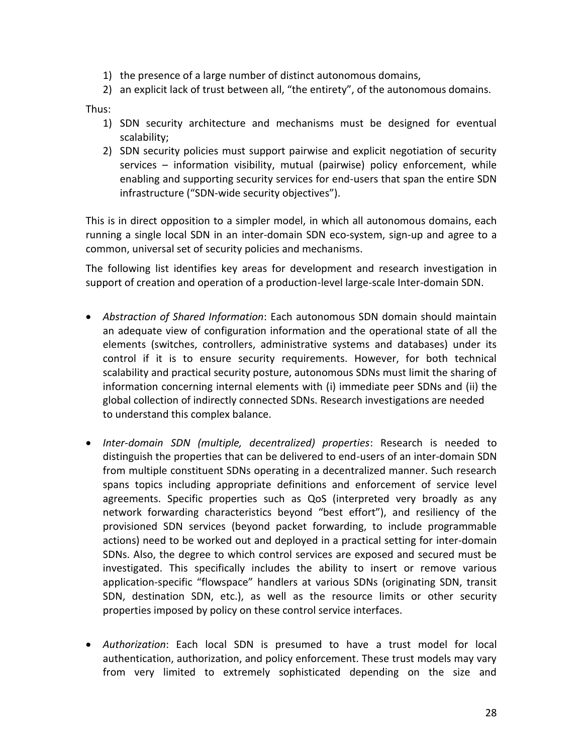1) the presence of a large number of distinct autonomous domains,
2) an explicit lack of trust between all, "the entirety", of the autonomous domains.

Thus:

1) SDN security architecture and mechanisms must be designed for eventual scalability;
2) SDN security policies must support pairwise and explicit negotiation of security services – information visibility, mutual (pairwise) policy enforcement, while enabling and supporting security services for end-users that span the entire SDN infrastructure ("SDN-wide security objectives").

This is in direct opposition to a simpler model, in which all autonomous domains, each running a single local SDN in an inter-domain SDN eco-system, sign-up and agree to a common, universal set of security policies and mechanisms.

The following list identifies key areas for development and research investigation in support of creation and operation of a production-level large-scale Inter-domain SDN.

- *Abstraction of Shared Information*: Each autonomous SDN domain should maintain an adequate view of configuration information and the operational state of all the elements (switches, controllers, administrative systems and databases) under its control if it is to ensure security requirements. However, for both technical scalability and practical security posture, autonomous SDNs must limit the sharing of information concerning internal elements with (i) immediate peer SDNs and (ii) the global collection of indirectly connected SDNs. Research investigations are needed to understand this complex balance.

- *Inter-domain SDN (multiple, decentralized) properties*: Research is needed to distinguish the properties that can be delivered to end-users of an inter-domain SDN from multiple constituent SDNs operating in a decentralized manner. Such research spans topics including appropriate definitions and enforcement of service level agreements. Specific properties such as QoS (interpreted very broadly as any network forwarding characteristics beyond "best effort"), and resiliency of the provisioned SDN services (beyond packet forwarding, to include programmable actions) need to be worked out and deployed in a practical setting for inter-domain SDNs. Also, the degree to which control services are exposed and secured must be investigated. This specifically includes the ability to insert or remove various application-specific "flowspace" handlers at various SDNs (originating SDN, transit SDN, destination SDN, etc.), as well as the resource limits or other security properties imposed by policy on these control service interfaces.

- *Authorization*: Each local SDN is presumed to have a trust model for local authentication, authorization, and policy enforcement. These trust models may vary from very limited to extremely sophisticated depending on the size and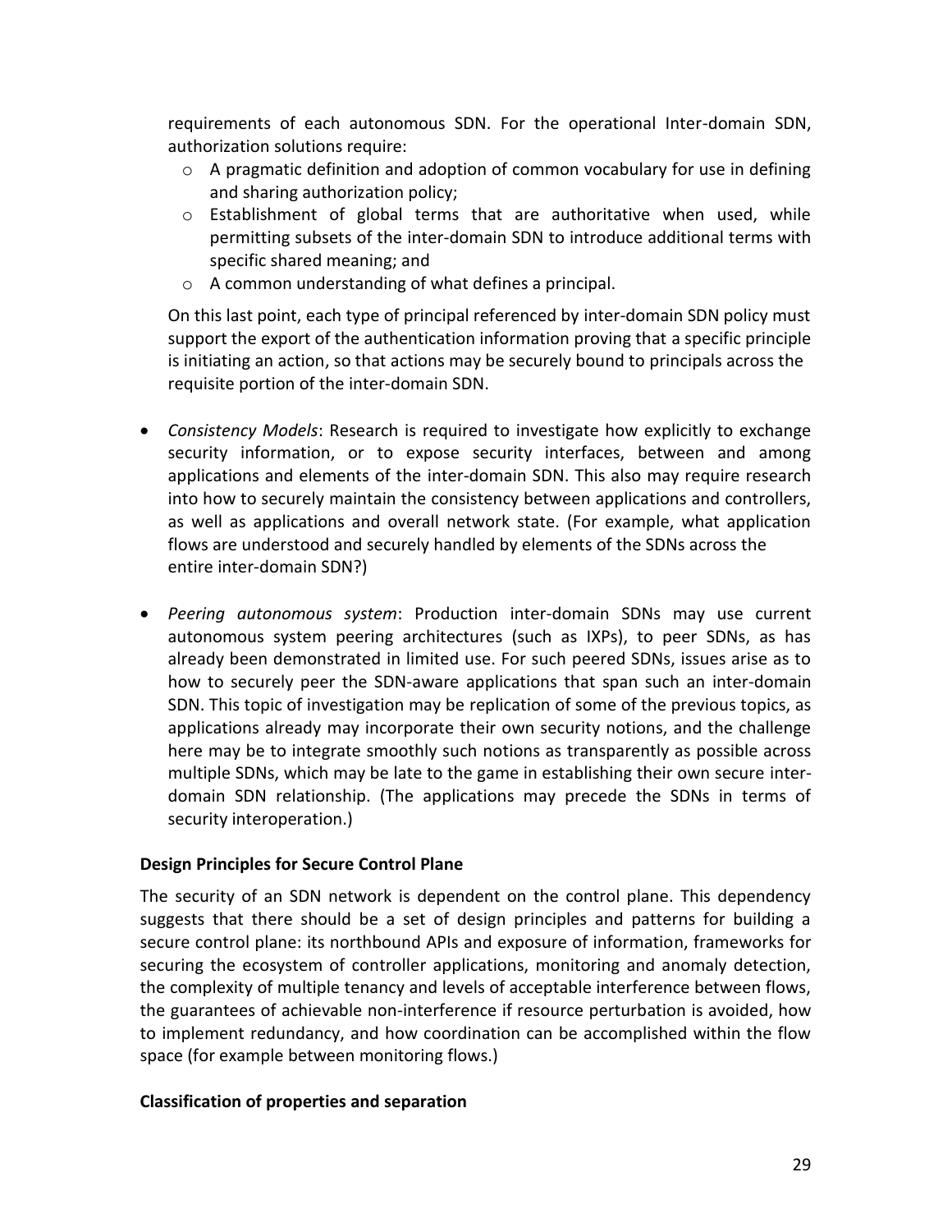requirements of each autonomous SDN. For the operational Inter-domain SDN, authorization solutions require:

- A pragmatic definition and adoption of common vocabulary for use in defining and sharing authorization policy;
- Establishment of global terms that are authoritative when used, while permitting subsets of the inter-domain SDN to introduce additional terms with specific shared meaning; and
- A common understanding of what defines a principal.

On this last point, each type of principal referenced by inter-domain SDN policy must support the export of the authentication information proving that a specific principle is initiating an action, so that actions may be securely bound to principals across the requisite portion of the inter-domain SDN.

- *Consistency Models*: Research is required to investigate how explicitly to exchange security information, or to expose security interfaces, between and among applications and elements of the inter-domain SDN. This also may require research into how to securely maintain the consistency between applications and controllers, as well as applications and overall network state. (For example, what application flows are understood and securely handled by elements of the SDNs across the entire inter-domain SDN?)

- *Peering autonomous system*: Production inter-domain SDNs may use current autonomous system peering architectures (such as IXPs), to peer SDNs, as has already been demonstrated in limited use. For such peered SDNs, issues arise as to how to securely peer the SDN-aware applications that span such an inter-domain SDN. This topic of investigation may be replication of some of the previous topics, as applications already may incorporate their own security notions, and the challenge here may be to integrate smoothly such notions as transparently as possible across multiple SDNs, which may be late to the game in establishing their own secure inter-domain SDN relationship. (The applications may precede the SDNs in terms of security interoperation.)

**Design Principles for Secure Control Plane**

The security of an SDN network is dependent on the control plane. This dependency suggests that there should be a set of design principles and patterns for building a secure control plane: its northbound APIs and exposure of information, frameworks for securing the ecosystem of controller applications, monitoring and anomaly detection, the complexity of multiple tenancy and levels of acceptable interference between flows, the guarantees of achievable non-interference if resource perturbation is avoided, how to implement redundancy, and how coordination can be accomplished within the flow space (for example between monitoring flows.)

**Classification of properties and separation**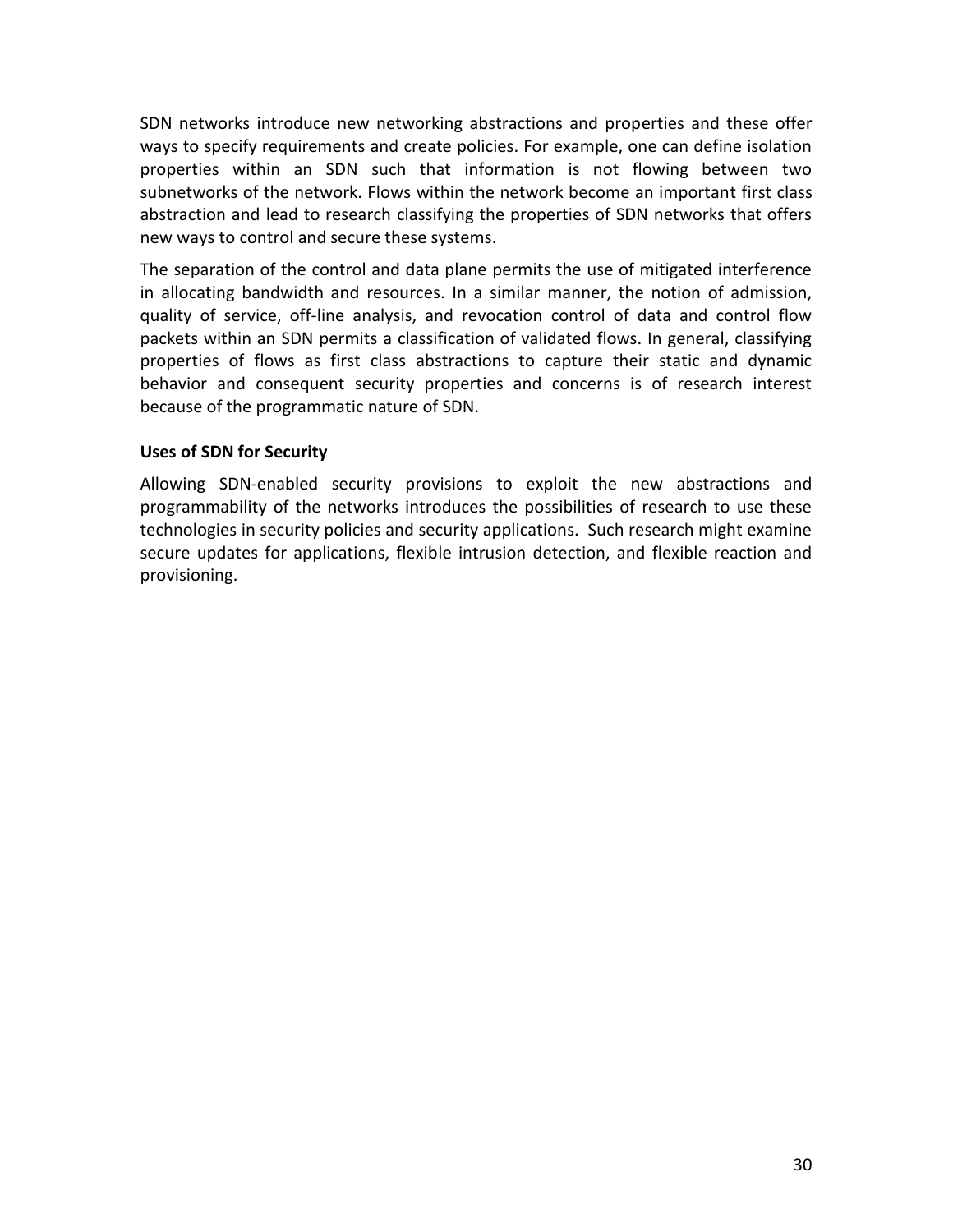SDN networks introduce new networking abstractions and properties and these offer ways to specify requirements and create policies. For example, one can define isolation properties within an SDN such that information is not flowing between two subnetworks of the network. Flows within the network become an important first class abstraction and lead to research classifying the properties of SDN networks that offers new ways to control and secure these systems.

The separation of the control and data plane permits the use of mitigated interference in allocating bandwidth and resources. In a similar manner, the notion of admission, quality of service, off-line analysis, and revocation control of data and control flow packets within an SDN permits a classification of validated flows. In general, classifying properties of flows as first class abstractions to capture their static and dynamic behavior and consequent security properties and concerns is of research interest because of the programmatic nature of SDN.

**Uses of SDN for Security**

Allowing SDN-enabled security provisions to exploit the new abstractions and programmability of the networks introduces the possibilities of research to use these technologies in security policies and security applications. Such research might examine secure updates for applications, flexible intrusion detection, and flexible reaction and provisioning.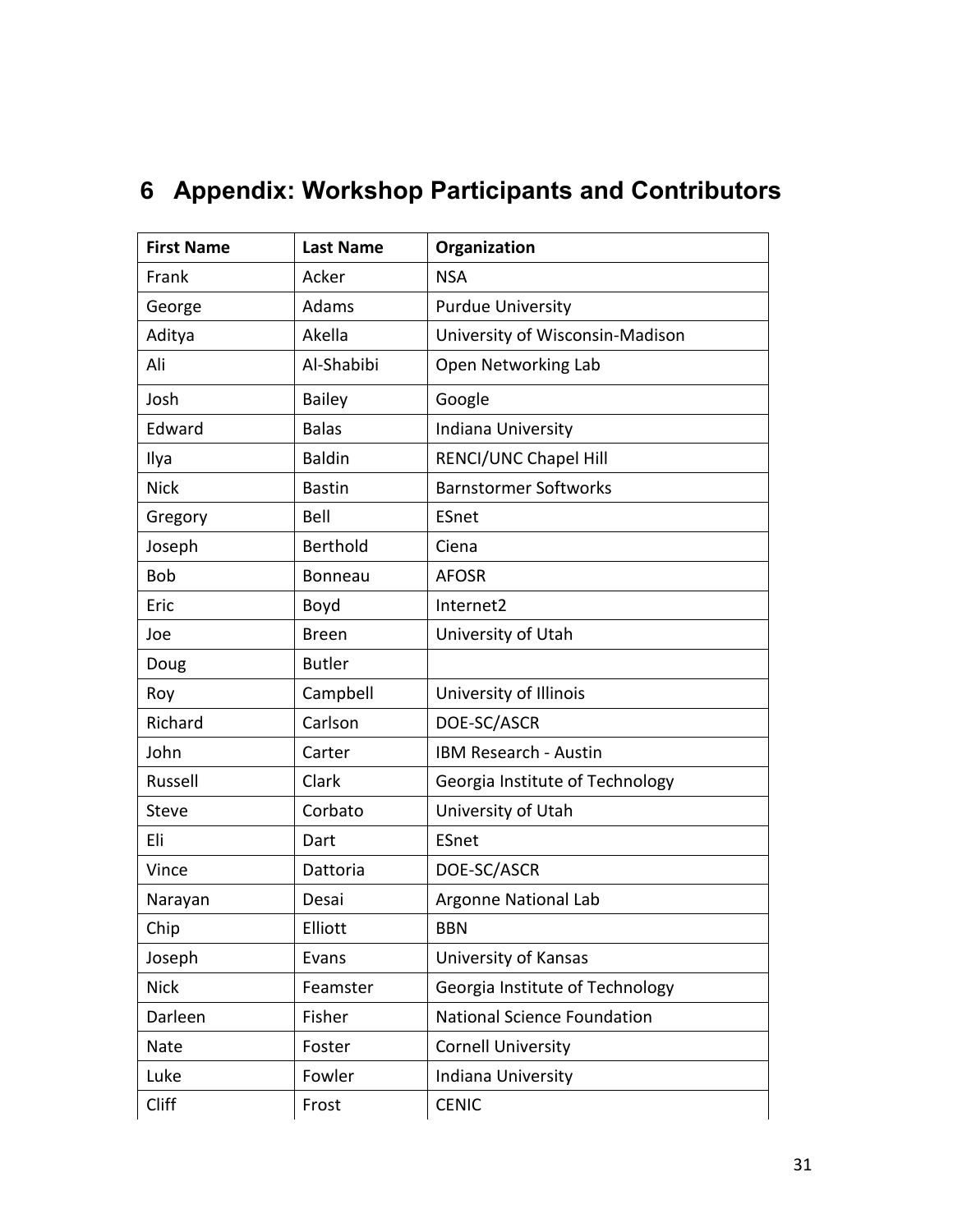# 6 Appendix: Workshop Participants and Contributors

| First Name | Last Name | Organization |
|---|---|---|
| Frank | Acker | NSA |
| George | Adams | Purdue University |
| Aditya | Akella | University of Wisconsin-Madison |
| Ali | Al-Shabibi | Open Networking Lab |
| Josh | Bailey | Google |
| Edward | Balas | Indiana University |
| Ilya | Baldin | RENCI/UNC Chapel Hill |
| Nick | Bastin | Barnstormer Softworks |
| Gregory | Bell | ESnet |
| Joseph | Berthold | Ciena |
| Bob | Bonneau | AFOSR |
| Eric | Boyd | Internet2 |
| Joe | Breen | University of Utah |
| Doug | Butler | |
| Roy | Campbell | University of Illinois |
| Richard | Carlson | DOE-SC/ASCR |
| John | Carter | IBM Research - Austin |
| Russell | Clark | Georgia Institute of Technology |
| Steve | Corbato | University of Utah |
| Eli | Dart | ESnet |
| Vince | Dattoria | DOE-SC/ASCR |
| Narayan | Desai | Argonne National Lab |
| Chip | Elliott | BBN |
| Joseph | Evans | University of Kansas |
| Nick | Feamster | Georgia Institute of Technology |
| Darleen | Fisher | National Science Foundation |
| Nate | Foster | Cornell University |
| Luke | Fowler | Indiana University |
| Cliff | Frost | CENIC |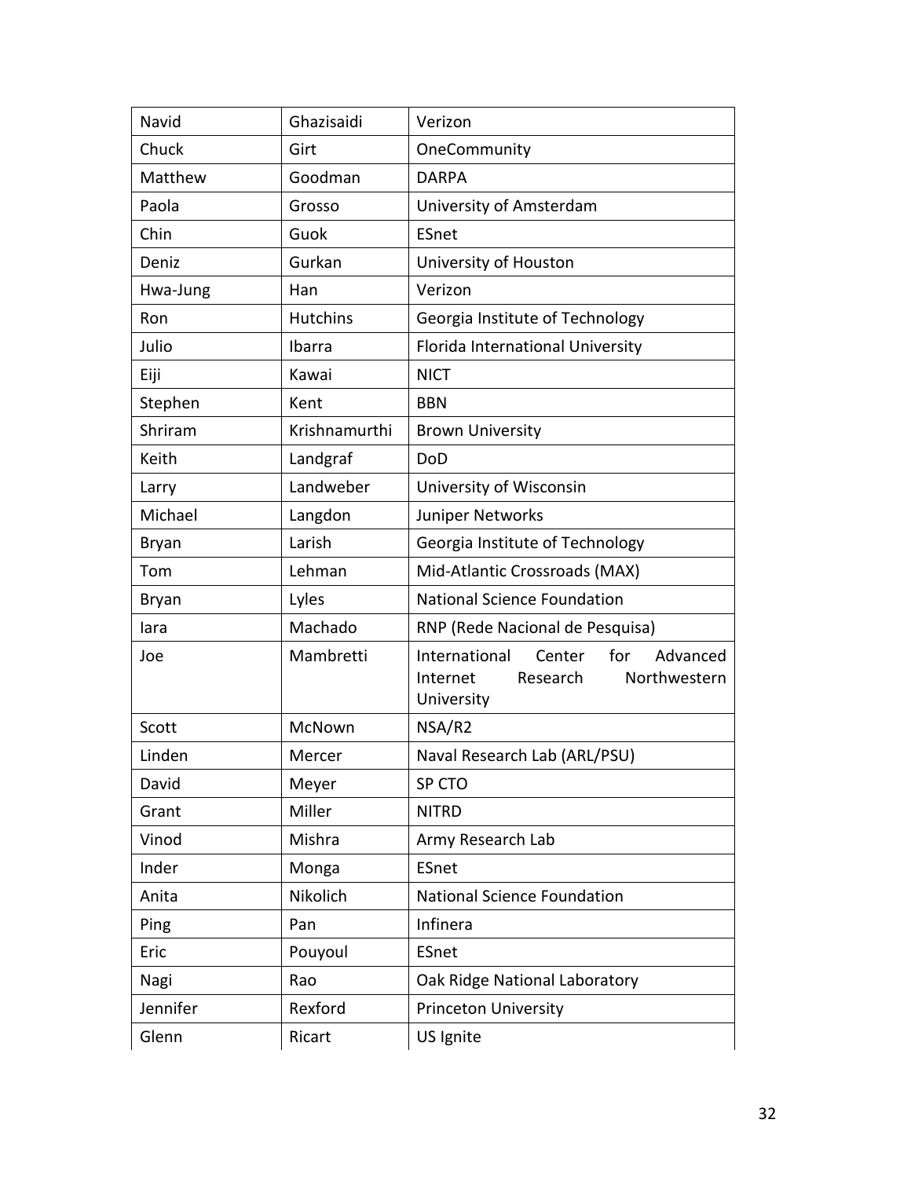| Navid | Ghazisaidi | Verizon |
|---|---|---|
| Chuck | Girt | OneCommunity |
| Matthew | Goodman | DARPA |
| Paola | Grosso | University of Amsterdam |
| Chin | Guok | ESnet |
| Deniz | Gurkan | University of Houston |
| Hwa-Jung | Han | Verizon |
| Ron | Hutchins | Georgia Institute of Technology |
| Julio | Ibarra | Florida International University |
| Eiji | Kawai | NICT |
| Stephen | Kent | BBN |
| Shriram | Krishnamurthi | Brown University |
| Keith | Landgraf | DoD |
| Larry | Landweber | University of Wisconsin |
| Michael | Langdon | Juniper Networks |
| Bryan | Larish | Georgia Institute of Technology |
| Tom | Lehman | Mid-Atlantic Crossroads (MAX) |
| Bryan | Lyles | National Science Foundation |
| Iara | Machado | RNP (Rede Nacional de Pesquisa) |
| Joe | Mambretti | International Center for Advanced Internet Research Northwestern University |
| Scott | McNown | NSA/R2 |
| Linden | Mercer | Naval Research Lab (ARL/PSU) |
| David | Meyer | SP CTO |
| Grant | Miller | NITRD |
| Vinod | Mishra | Army Research Lab |
| Inder | Monga | ESnet |
| Anita | Nikolich | National Science Foundation |
| Ping | Pan | Infinera |
| Eric | Pouyoul | ESnet |
| Nagi | Rao | Oak Ridge National Laboratory |
| Jennifer | Rexford | Princeton University |
| Glenn | Ricart | US Ignite |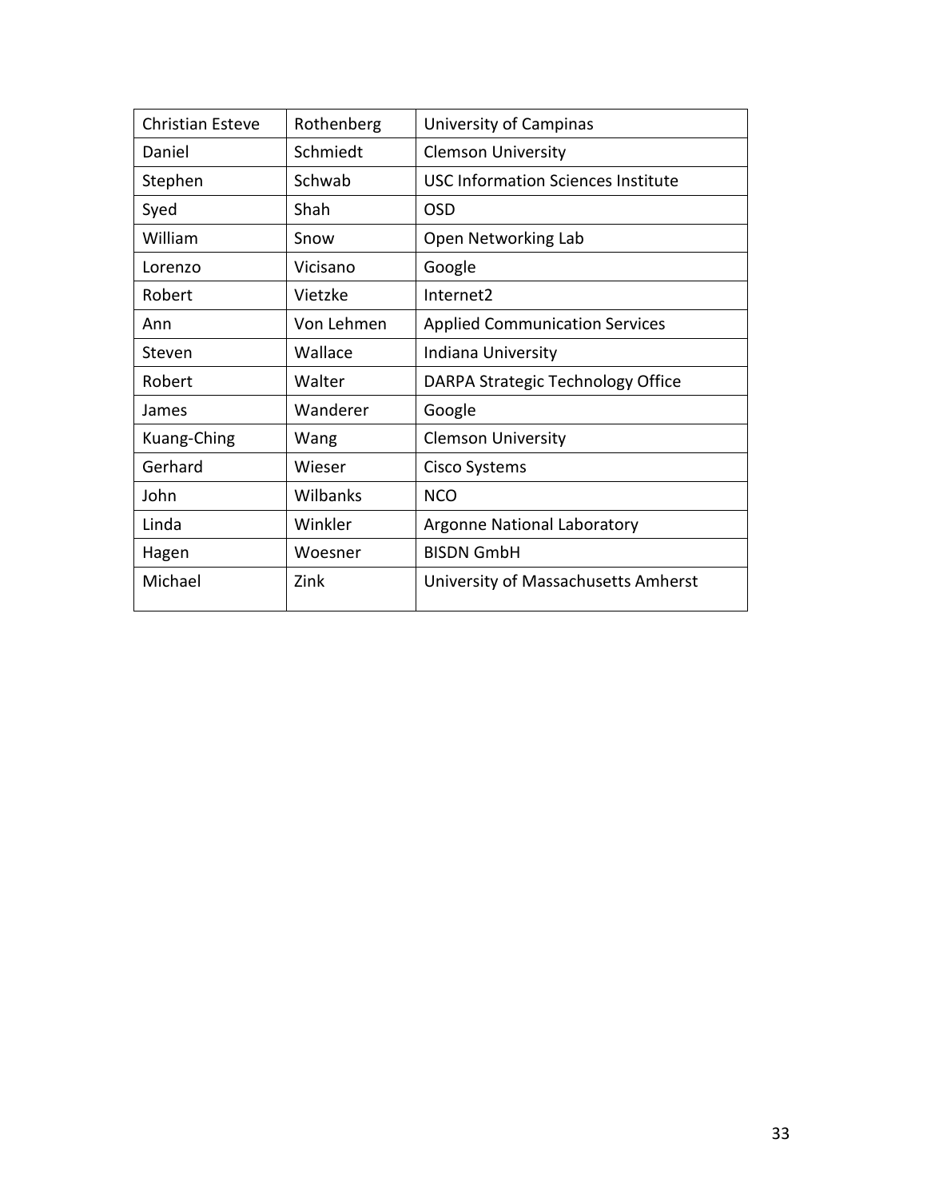| | | |
|---|---|---|
| Christian Esteve | Rothenberg | University of Campinas |
| Daniel | Schmiedt | Clemson University |
| Stephen | Schwab | USC Information Sciences Institute |
| Syed | Shah | OSD |
| William | Snow | Open Networking Lab |
| Lorenzo | Vicisano | Google |
| Robert | Vietzke | Internet2 |
| Ann | Von Lehmen | Applied Communication Services |
| Steven | Wallace | Indiana University |
| Robert | Walter | DARPA Strategic Technology Office |
| James | Wanderer | Google |
| Kuang-Ching | Wang | Clemson University |
| Gerhard | Wieser | Cisco Systems |
| John | Wilbanks | NCO |
| Linda | Winkler | Argonne National Laboratory |
| Hagen | Woesner | BISDN GmbH |
| Michael | Zink | University of Massachusetts Amherst |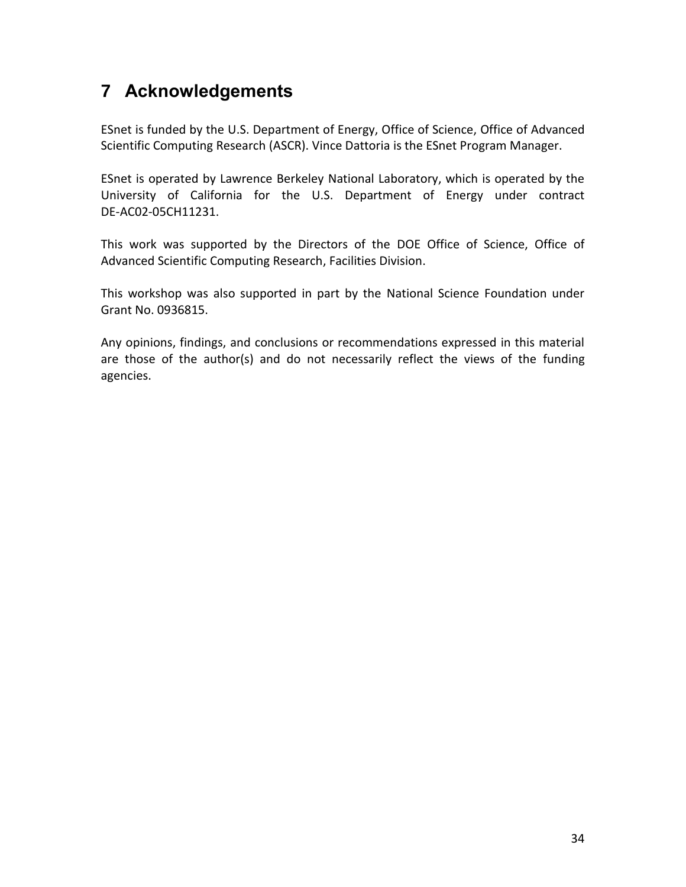# 7 Acknowledgements

ESnet is funded by the U.S. Department of Energy, Office of Science, Office of Advanced Scientific Computing Research (ASCR). Vince Dattoria is the ESnet Program Manager.

ESnet is operated by Lawrence Berkeley National Laboratory, which is operated by the University of California for the U.S. Department of Energy under contract DE-AC02-05CH11231.

This work was supported by the Directors of the DOE Office of Science, Office of Advanced Scientific Computing Research, Facilities Division.

This workshop was also supported in part by the National Science Foundation under Grant No. 0936815.

Any opinions, findings, and conclusions or recommendations expressed in this material are those of the author(s) and do not necessarily reflect the views of the funding agencies.